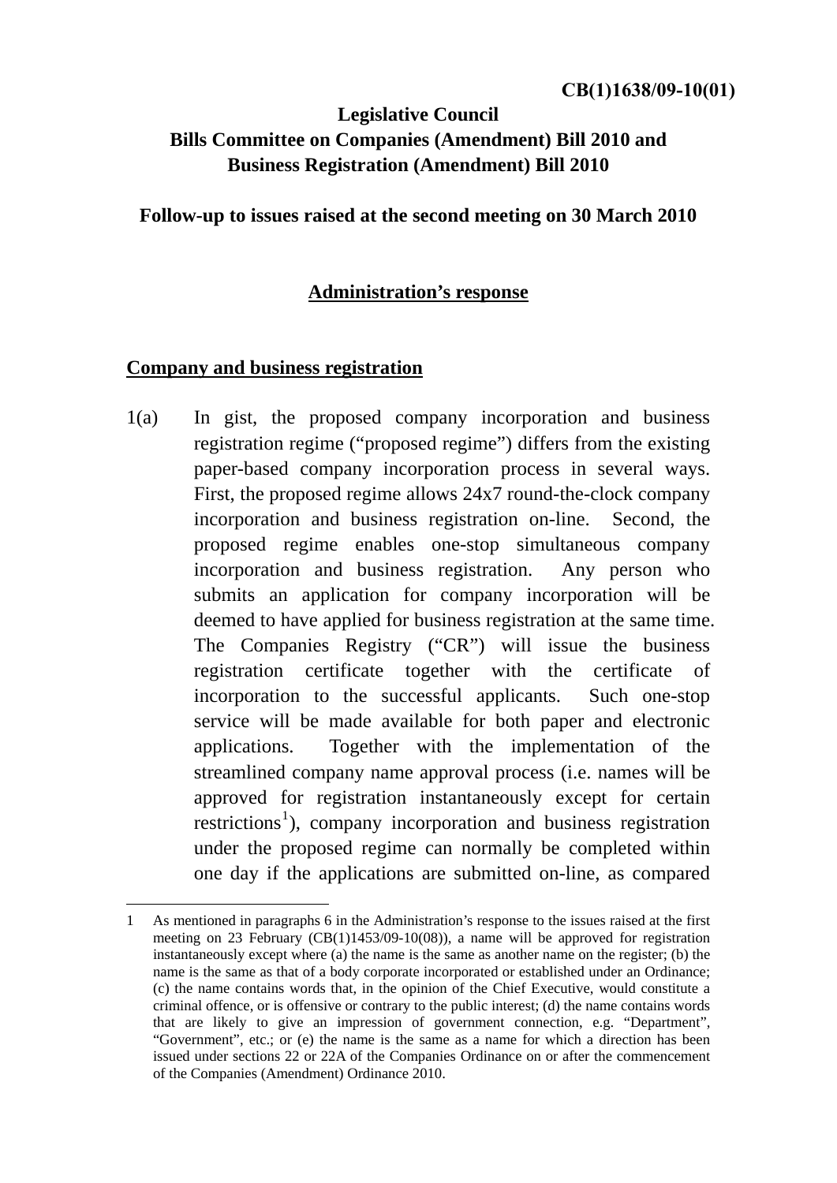**CB(1)1638/09-10(01)**

# Legislative Council
# Bills Committee on Companies (Amendment) Bill 2010 and Business Registration (Amendment) Bill 2010

## Follow-up to issues raised at the second meeting on 30 March 2010

## Administration's response

### Company and business registration

1(a) In gist, the proposed company incorporation and business registration regime ("proposed regime") differs from the existing paper-based company incorporation process in several ways. First, the proposed regime allows 24x7 round-the-clock company incorporation and business registration on-line. Second, the proposed regime enables one-stop simultaneous company incorporation and business registration. Any person who submits an application for company incorporation will be deemed to have applied for business registration at the same time. The Companies Registry ("CR") will issue the business registration certificate together with the certificate of incorporation to the successful applicants. Such one-stop service will be made available for both paper and electronic applications. Together with the implementation of the streamlined company name approval process (i.e. names will be approved for registration instantaneously except for certain restrictions[1]), company incorporation and business registration under the proposed regime can normally be completed within one day if the applications are submitted on-line, as compared

---

1 As mentioned in paragraphs 6 in the Administration's response to the issues raised at the first meeting on 23 February (CB(1)1453/09-10(08)), a name will be approved for registration instantaneously except where (a) the name is the same as another name on the register; (b) the name is the same as that of a body corporate incorporated or established under an Ordinance; (c) the name contains words that, in the opinion of the Chief Executive, would constitute a criminal offence, or is offensive or contrary to the public interest; (d) the name contains words that are likely to give an impression of government connection, e.g. "Department", "Government", etc.; or (e) the name is the same as a name for which a direction has been issued under sections 22 or 22A of the Companies Ordinance on or after the commencement of the Companies (Amendment) Ordinance 2010.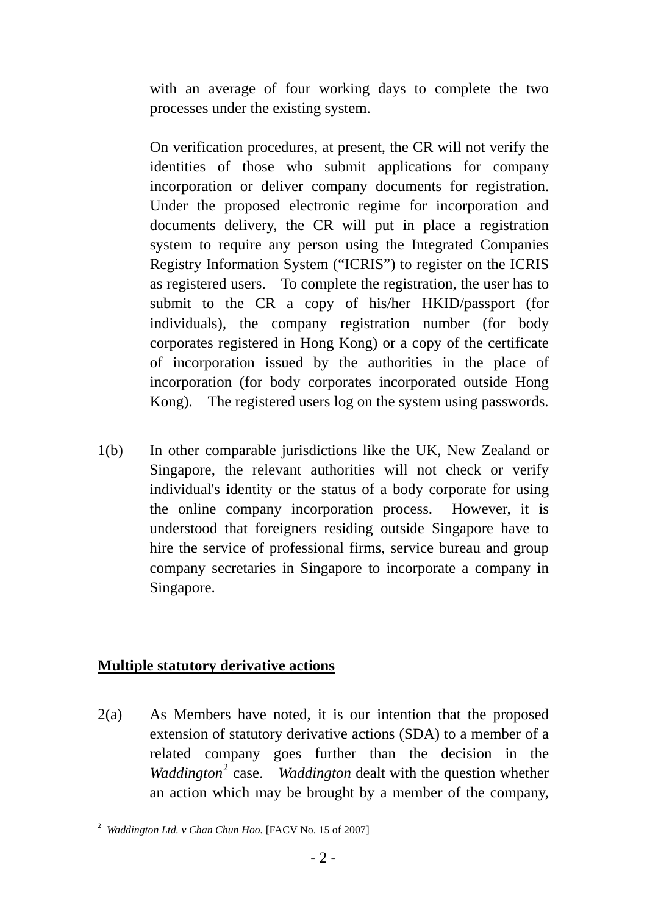with an average of four working days to complete the two processes under the existing system.

On verification procedures, at present, the CR will not verify the identities of those who submit applications for company incorporation or deliver company documents for registration. Under the proposed electronic regime for incorporation and documents delivery, the CR will put in place a registration system to require any person using the Integrated Companies Registry Information System ("ICRIS") to register on the ICRIS as registered users. To complete the registration, the user has to submit to the CR a copy of his/her HKID/passport (for individuals), the company registration number (for body corporates registered in Hong Kong) or a copy of the certificate of incorporation issued by the authorities in the place of incorporation (for body corporates incorporated outside Hong Kong). The registered users log on the system using passwords.

1(b) In other comparable jurisdictions like the UK, New Zealand or Singapore, the relevant authorities will not check or verify individual's identity or the status of a body corporate for using the online company incorporation process. However, it is understood that foreigners residing outside Singapore have to hire the service of professional firms, service bureau and group company secretaries in Singapore to incorporate a company in Singapore.

**<u>Multiple statutory derivative actions</u>**

2(a) As Members have noted, it is our intention that the proposed extension of statutory derivative actions (SDA) to a member of a related company goes further than the decision in the *Waddington*[2] case. *Waddington* dealt with the question whether an action which may be brought by a member of the company,

---

[2] *Waddington Ltd. v Chan Chun Hoo.* [FACV No. 15 of 2007]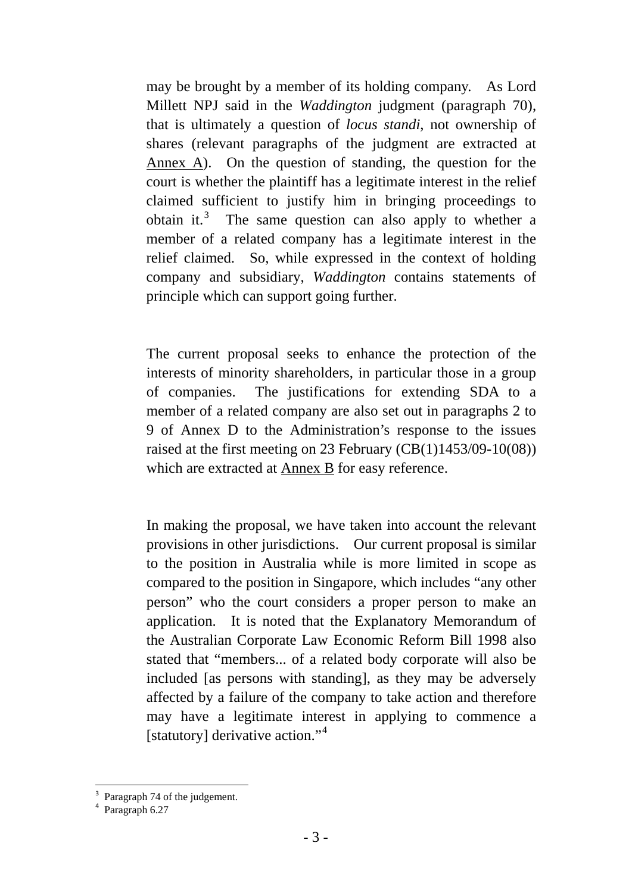may be brought by a member of its holding company. As Lord Millett NPJ said in the *Waddington* judgment (paragraph 70), that is ultimately a question of *locus standi*, not ownership of shares (relevant paragraphs of the judgment are extracted at Annex A). On the question of standing, the question for the court is whether the plaintiff has a legitimate interest in the relief claimed sufficient to justify him in bringing proceedings to obtain it.[3] The same question can also apply to whether a member of a related company has a legitimate interest in the relief claimed. So, while expressed in the context of holding company and subsidiary, *Waddington* contains statements of principle which can support going further.

The current proposal seeks to enhance the protection of the interests of minority shareholders, in particular those in a group of companies. The justifications for extending SDA to a member of a related company are also set out in paragraphs 2 to 9 of Annex D to the Administration's response to the issues raised at the first meeting on 23 February (CB(1)1453/09-10(08)) which are extracted at Annex B for easy reference.

In making the proposal, we have taken into account the relevant provisions in other jurisdictions. Our current proposal is similar to the position in Australia while is more limited in scope as compared to the position in Singapore, which includes "any other person" who the court considers a proper person to make an application. It is noted that the Explanatory Memorandum of the Australian Corporate Law Economic Reform Bill 1998 also stated that "members... of a related body corporate will also be included [as persons with standing], as they may be adversely affected by a failure of the company to take action and therefore may have a legitimate interest in applying to commence a [statutory] derivative action."[4]

---

[3] Paragraph 74 of the judgement.

[4] Paragraph 6.27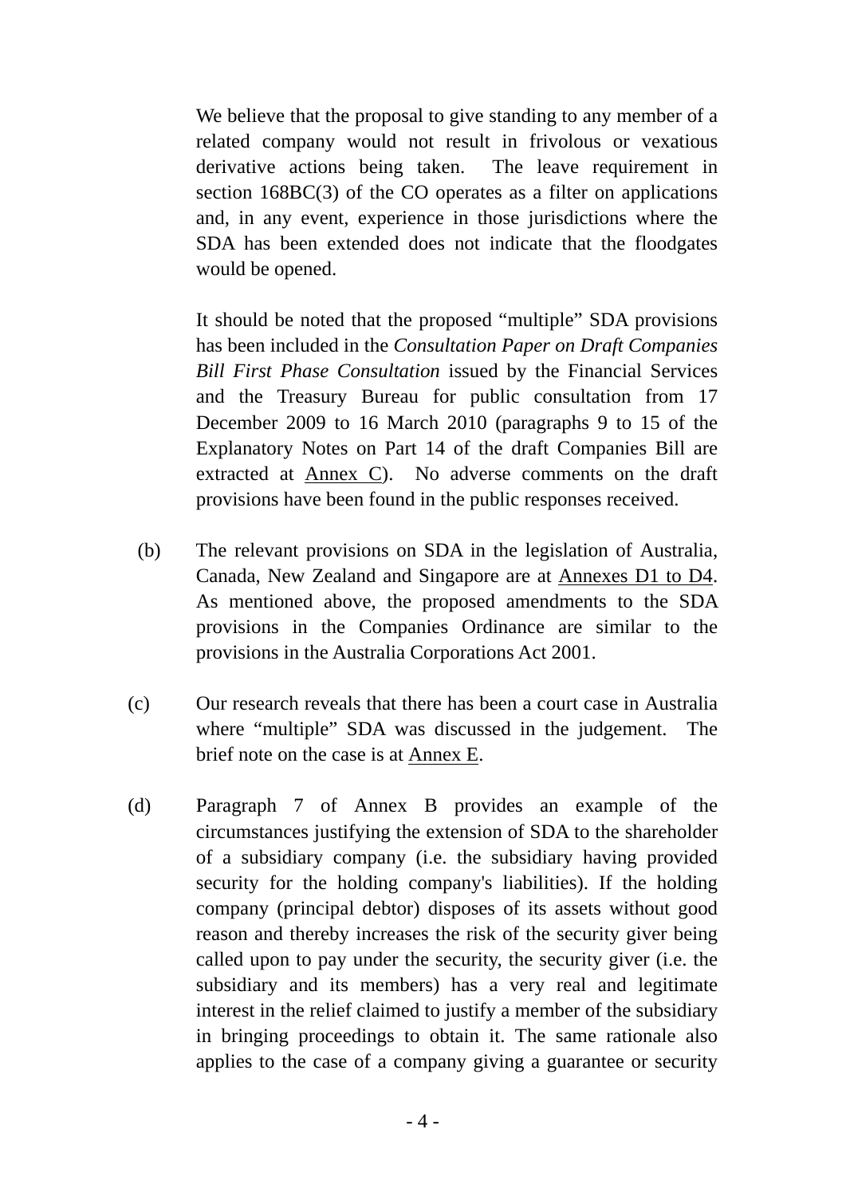We believe that the proposal to give standing to any member of a related company would not result in frivolous or vexatious derivative actions being taken. The leave requirement in section 168BC(3) of the CO operates as a filter on applications and, in any event, experience in those jurisdictions where the SDA has been extended does not indicate that the floodgates would be opened.

It should be noted that the proposed "multiple" SDA provisions has been included in the *Consultation Paper on Draft Companies Bill First Phase Consultation* issued by the Financial Services and the Treasury Bureau for public consultation from 17 December 2009 to 16 March 2010 (paragraphs 9 to 15 of the Explanatory Notes on Part 14 of the draft Companies Bill are extracted at Annex C). No adverse comments on the draft provisions have been found in the public responses received.

(b) The relevant provisions on SDA in the legislation of Australia, Canada, New Zealand and Singapore are at Annexes D1 to D4. As mentioned above, the proposed amendments to the SDA provisions in the Companies Ordinance are similar to the provisions in the Australia Corporations Act 2001.

(c) Our research reveals that there has been a court case in Australia where "multiple" SDA was discussed in the judgement. The brief note on the case is at Annex E.

(d) Paragraph 7 of Annex B provides an example of the circumstances justifying the extension of SDA to the shareholder of a subsidiary company (i.e. the subsidiary having provided security for the holding company's liabilities). If the holding company (principal debtor) disposes of its assets without good reason and thereby increases the risk of the security giver being called upon to pay under the security, the security giver (i.e. the subsidiary and its members) has a very real and legitimate interest in the relief claimed to justify a member of the subsidiary in bringing proceedings to obtain it. The same rationale also applies to the case of a company giving a guarantee or security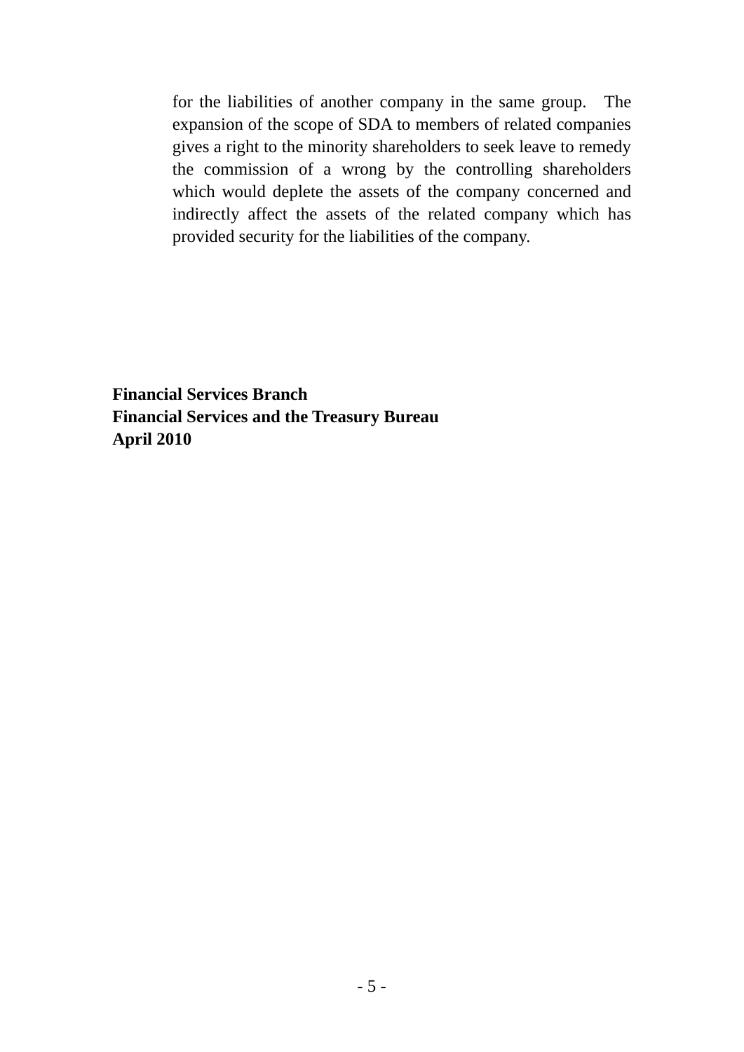for the liabilities of another company in the same group. The expansion of the scope of SDA to members of related companies gives a right to the minority shareholders to seek leave to remedy the commission of a wrong by the controlling shareholders which would deplete the assets of the company concerned and indirectly affect the assets of the related company which has provided security for the liabilities of the company.

**Financial Services Branch**
**Financial Services and the Treasury Bureau**
**April 2010**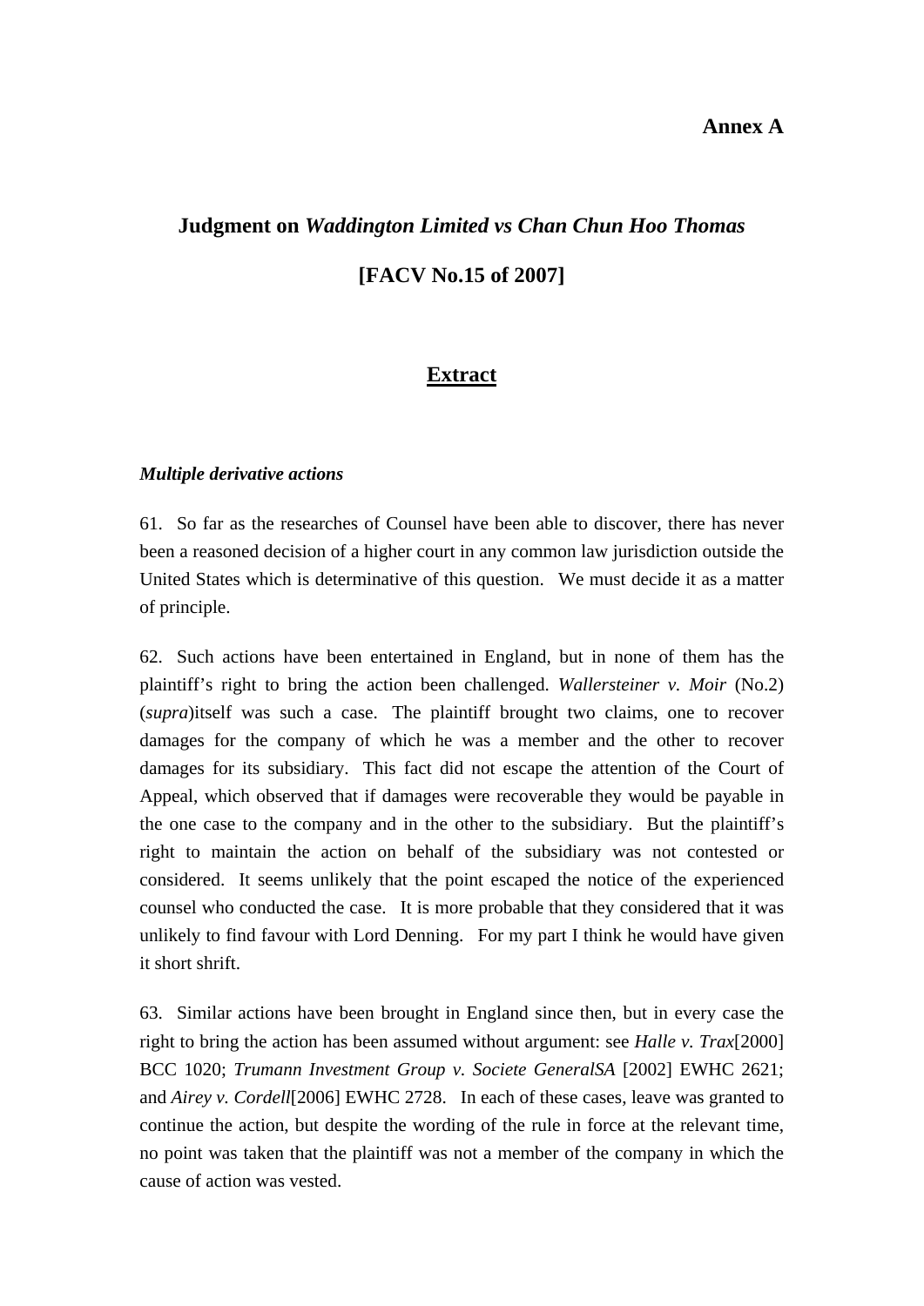**Annex A**

# Judgment on *Waddington Limited vs Chan Chun Hoo Thomas*

# [FACV No.15 of 2007]

## Extract

***Multiple derivative actions***

61. So far as the researches of Counsel have been able to discover, there has never been a reasoned decision of a higher court in any common law jurisdiction outside the United States which is determinative of this question. We must decide it as a matter of principle.

62. Such actions have been entertained in England, but in none of them has the plaintiff's right to bring the action been challenged. *Wallersteiner v. Moir* (No.2) (*supra*)itself was such a case. The plaintiff brought two claims, one to recover damages for the company of which he was a member and the other to recover damages for its subsidiary. This fact did not escape the attention of the Court of Appeal, which observed that if damages were recoverable they would be payable in the one case to the company and in the other to the subsidiary. But the plaintiff's right to maintain the action on behalf of the subsidiary was not contested or considered. It seems unlikely that the point escaped the notice of the experienced counsel who conducted the case. It is more probable that they considered that it was unlikely to find favour with Lord Denning. For my part I think he would have given it short shrift.

63. Similar actions have been brought in England since then, but in every case the right to bring the action has been assumed without argument: see *Halle v. Trax*[2000] BCC 1020; *Trumann Investment Group v. Societe GeneralSA* [2002] EWHC 2621; and *Airey v. Cordell*[2006] EWHC 2728. In each of these cases, leave was granted to continue the action, but despite the wording of the rule in force at the relevant time, no point was taken that the plaintiff was not a member of the company in which the cause of action was vested.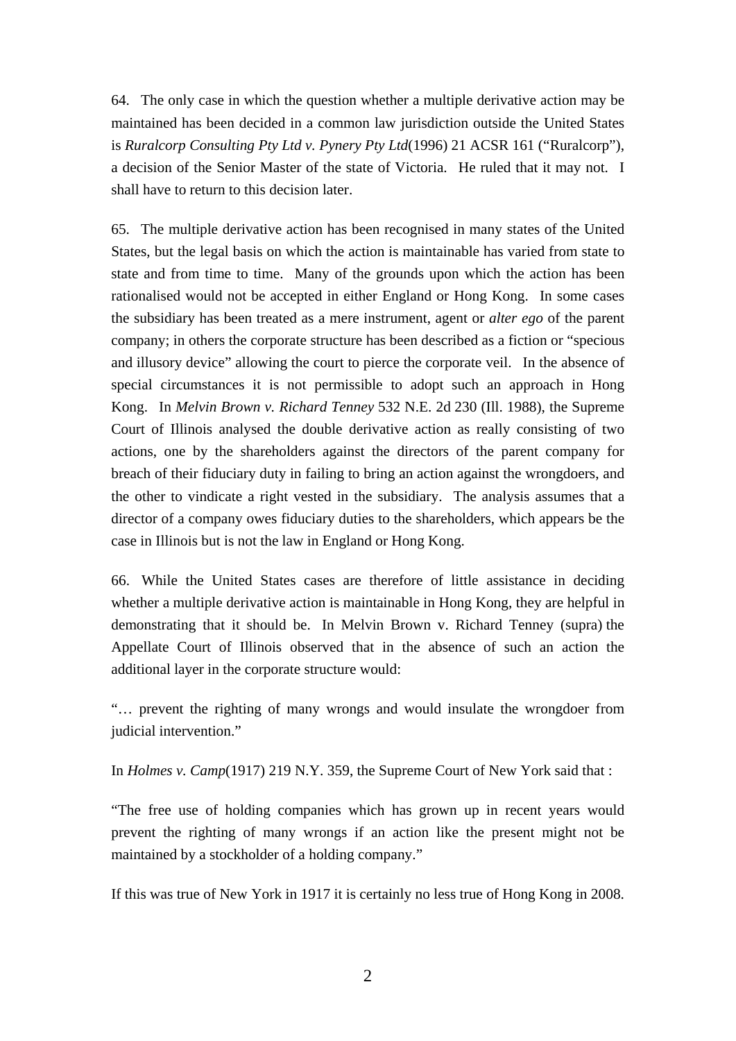64. The only case in which the question whether a multiple derivative action may be maintained has been decided in a common law jurisdiction outside the United States is *Ruralcorp Consulting Pty Ltd v. Pynery Pty Ltd*(1996) 21 ACSR 161 ("Ruralcorp"), a decision of the Senior Master of the state of Victoria. He ruled that it may not. I shall have to return to this decision later.

65. The multiple derivative action has been recognised in many states of the United States, but the legal basis on which the action is maintainable has varied from state to state and from time to time. Many of the grounds upon which the action has been rationalised would not be accepted in either England or Hong Kong. In some cases the subsidiary has been treated as a mere instrument, agent or *alter ego* of the parent company; in others the corporate structure has been described as a fiction or "specious and illusory device" allowing the court to pierce the corporate veil. In the absence of special circumstances it is not permissible to adopt such an approach in Hong Kong. In *Melvin Brown v. Richard Tenney* 532 N.E. 2d 230 (Ill. 1988), the Supreme Court of Illinois analysed the double derivative action as really consisting of two actions, one by the shareholders against the directors of the parent company for breach of their fiduciary duty in failing to bring an action against the wrongdoers, and the other to vindicate a right vested in the subsidiary. The analysis assumes that a director of a company owes fiduciary duties to the shareholders, which appears be the case in Illinois but is not the law in England or Hong Kong.

66. While the United States cases are therefore of little assistance in deciding whether a multiple derivative action is maintainable in Hong Kong, they are helpful in demonstrating that it should be. In Melvin Brown v. Richard Tenney (supra) the Appellate Court of Illinois observed that in the absence of such an action the additional layer in the corporate structure would:

"… prevent the righting of many wrongs and would insulate the wrongdoer from judicial intervention."

In *Holmes v. Camp*(1917) 219 N.Y. 359, the Supreme Court of New York said that :

"The free use of holding companies which has grown up in recent years would prevent the righting of many wrongs if an action like the present might not be maintained by a stockholder of a holding company."

If this was true of New York in 1917 it is certainly no less true of Hong Kong in 2008.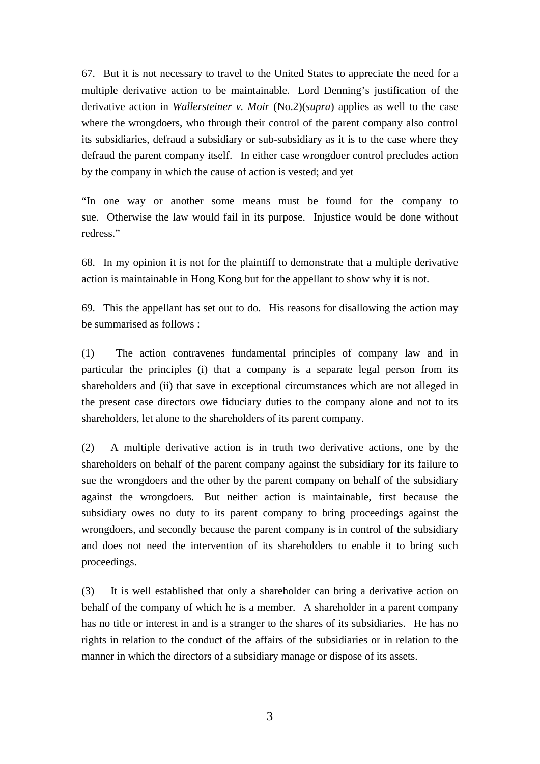67. But it is not necessary to travel to the United States to appreciate the need for a multiple derivative action to be maintainable. Lord Denning's justification of the derivative action in *Wallersteiner v. Moir* (No.2)(*supra*) applies as well to the case where the wrongdoers, who through their control of the parent company also control its subsidiaries, defraud a subsidiary or sub-subsidiary as it is to the case where they defraud the parent company itself. In either case wrongdoer control precludes action by the company in which the cause of action is vested; and yet

"In one way or another some means must be found for the company to sue. Otherwise the law would fail in its purpose. Injustice would be done without redress."

68. In my opinion it is not for the plaintiff to demonstrate that a multiple derivative action is maintainable in Hong Kong but for the appellant to show why it is not.

69. This the appellant has set out to do. His reasons for disallowing the action may be summarised as follows :

(1) The action contravenes fundamental principles of company law and in particular the principles (i) that a company is a separate legal person from its shareholders and (ii) that save in exceptional circumstances which are not alleged in the present case directors owe fiduciary duties to the company alone and not to its shareholders, let alone to the shareholders of its parent company.

(2) A multiple derivative action is in truth two derivative actions, one by the shareholders on behalf of the parent company against the subsidiary for its failure to sue the wrongdoers and the other by the parent company on behalf of the subsidiary against the wrongdoers. But neither action is maintainable, first because the subsidiary owes no duty to its parent company to bring proceedings against the wrongdoers, and secondly because the parent company is in control of the subsidiary and does not need the intervention of its shareholders to enable it to bring such proceedings.

(3) It is well established that only a shareholder can bring a derivative action on behalf of the company of which he is a member. A shareholder in a parent company has no title or interest in and is a stranger to the shares of its subsidiaries. He has no rights in relation to the conduct of the affairs of the subsidiaries or in relation to the manner in which the directors of a subsidiary manage or dispose of its assets.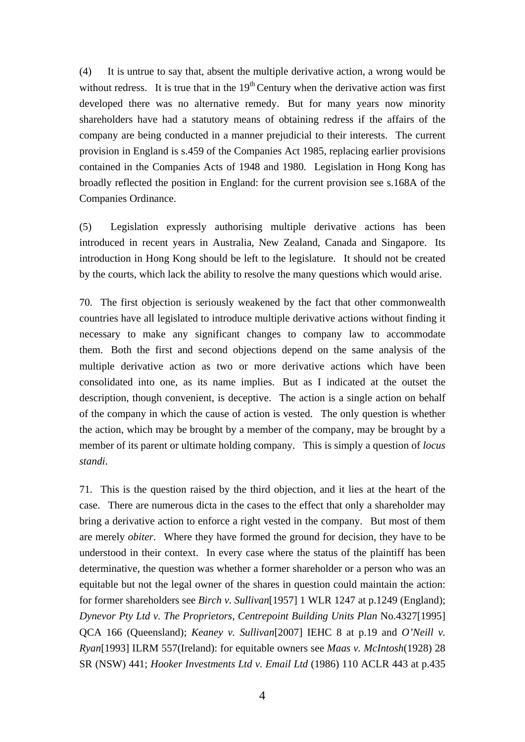(4) It is untrue to say that, absent the multiple derivative action, a wrong would be without redress. It is true that in the 19th Century when the derivative action was first developed there was no alternative remedy. But for many years now minority shareholders have had a statutory means of obtaining redress if the affairs of the company are being conducted in a manner prejudicial to their interests. The current provision in England is s.459 of the Companies Act 1985, replacing earlier provisions contained in the Companies Acts of 1948 and 1980. Legislation in Hong Kong has broadly reflected the position in England: for the current provision see s.168A of the Companies Ordinance.

(5) Legislation expressly authorising multiple derivative actions has been introduced in recent years in Australia, New Zealand, Canada and Singapore. Its introduction in Hong Kong should be left to the legislature. It should not be created by the courts, which lack the ability to resolve the many questions which would arise.

70. The first objection is seriously weakened by the fact that other commonwealth countries have all legislated to introduce multiple derivative actions without finding it necessary to make any significant changes to company law to accommodate them. Both the first and second objections depend on the same analysis of the multiple derivative action as two or more derivative actions which have been consolidated into one, as its name implies. But as I indicated at the outset the description, though convenient, is deceptive. The action is a single action on behalf of the company in which the cause of action is vested. The only question is whether the action, which may be brought by a member of the company, may be brought by a member of its parent or ultimate holding company. This is simply a question of *locus standi*.

71. This is the question raised by the third objection, and it lies at the heart of the case. There are numerous dicta in the cases to the effect that only a shareholder may bring a derivative action to enforce a right vested in the company. But most of them are merely *obiter*. Where they have formed the ground for decision, they have to be understood in their context. In every case where the status of the plaintiff has been determinative, the question was whether a former shareholder or a person who was an equitable but not the legal owner of the shares in question could maintain the action: for former shareholders see *Birch v. Sullivan*[1957] 1 WLR 1247 at p.1249 (England); *Dynevor Pty Ltd v. The Proprietors, Centrepoint Building Units Plan* No.4327[1995] QCA 166 (Queensland); *Keaney v. Sullivan*[2007] IEHC 8 at p.19 and *O'Neill v. Ryan*[1993] ILRM 557(Ireland): for equitable owners see *Maas v. McIntosh*(1928) 28 SR (NSW) 441; *Hooker Investments Ltd v. Email Ltd* (1986) 110 ACLR 443 at p.435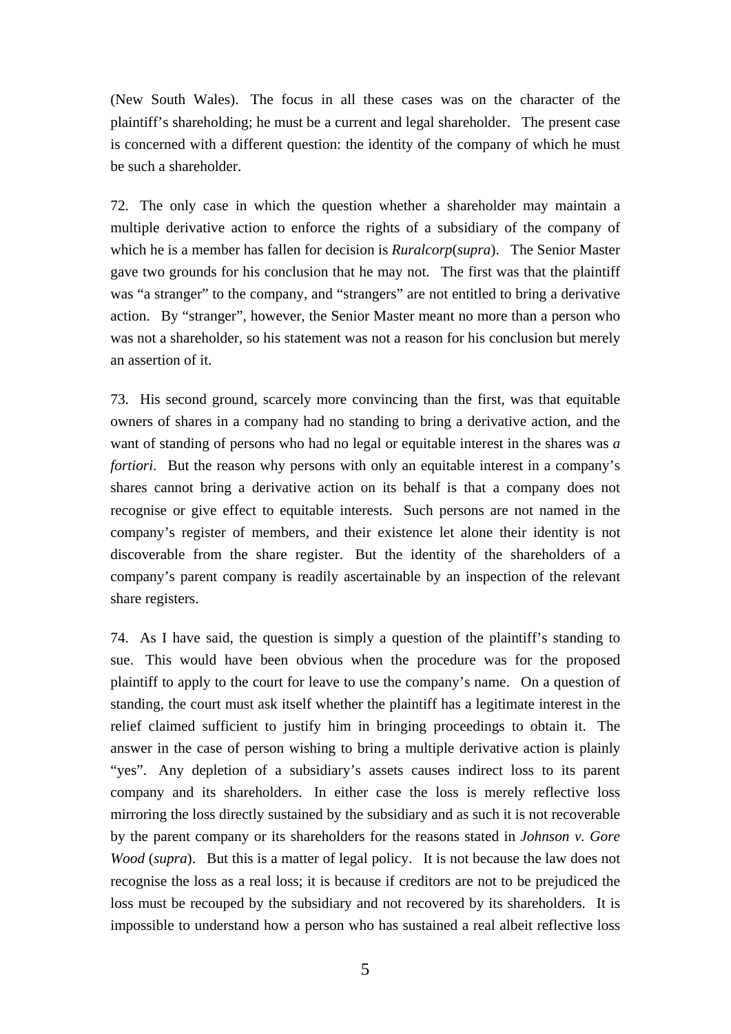(New South Wales). The focus in all these cases was on the character of the plaintiff's shareholding; he must be a current and legal shareholder. The present case is concerned with a different question: the identity of the company of which he must be such a shareholder.

72. The only case in which the question whether a shareholder may maintain a multiple derivative action to enforce the rights of a subsidiary of the company of which he is a member has fallen for decision is *Ruralcorp*(*supra*). The Senior Master gave two grounds for his conclusion that he may not. The first was that the plaintiff was "a stranger" to the company, and "strangers" are not entitled to bring a derivative action. By "stranger", however, the Senior Master meant no more than a person who was not a shareholder, so his statement was not a reason for his conclusion but merely an assertion of it.

73. His second ground, scarcely more convincing than the first, was that equitable owners of shares in a company had no standing to bring a derivative action, and the want of standing of persons who had no legal or equitable interest in the shares was *a fortiori*. But the reason why persons with only an equitable interest in a company's shares cannot bring a derivative action on its behalf is that a company does not recognise or give effect to equitable interests. Such persons are not named in the company's register of members, and their existence let alone their identity is not discoverable from the share register. But the identity of the shareholders of a company's parent company is readily ascertainable by an inspection of the relevant share registers.

74. As I have said, the question is simply a question of the plaintiff's standing to sue. This would have been obvious when the procedure was for the proposed plaintiff to apply to the court for leave to use the company's name. On a question of standing, the court must ask itself whether the plaintiff has a legitimate interest in the relief claimed sufficient to justify him in bringing proceedings to obtain it. The answer in the case of person wishing to bring a multiple derivative action is plainly "yes". Any depletion of a subsidiary's assets causes indirect loss to its parent company and its shareholders. In either case the loss is merely reflective loss mirroring the loss directly sustained by the subsidiary and as such it is not recoverable by the parent company or its shareholders for the reasons stated in *Johnson v. Gore Wood* (*supra*). But this is a matter of legal policy. It is not because the law does not recognise the loss as a real loss; it is because if creditors are not to be prejudiced the loss must be recouped by the subsidiary and not recovered by its shareholders. It is impossible to understand how a person who has sustained a real albeit reflective loss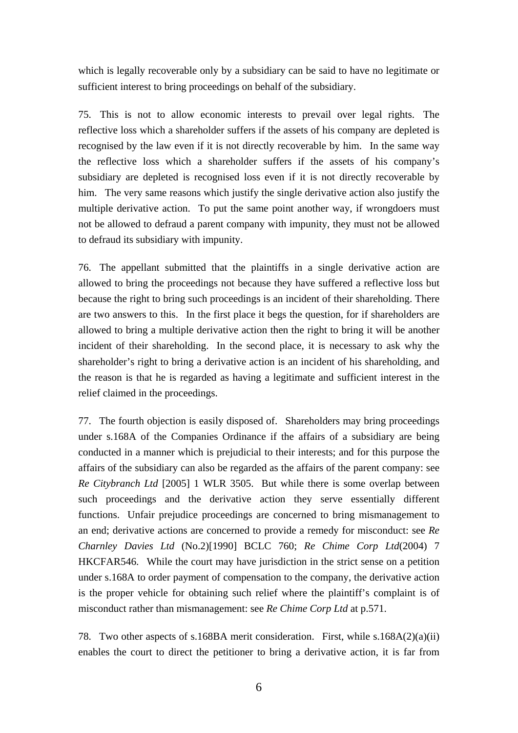which is legally recoverable only by a subsidiary can be said to have no legitimate or sufficient interest to bring proceedings on behalf of the subsidiary.

75. This is not to allow economic interests to prevail over legal rights. The reflective loss which a shareholder suffers if the assets of his company are depleted is recognised by the law even if it is not directly recoverable by him. In the same way the reflective loss which a shareholder suffers if the assets of his company's subsidiary are depleted is recognised loss even if it is not directly recoverable by him. The very same reasons which justify the single derivative action also justify the multiple derivative action. To put the same point another way, if wrongdoers must not be allowed to defraud a parent company with impunity, they must not be allowed to defraud its subsidiary with impunity.

76. The appellant submitted that the plaintiffs in a single derivative action are allowed to bring the proceedings not because they have suffered a reflective loss but because the right to bring such proceedings is an incident of their shareholding. There are two answers to this. In the first place it begs the question, for if shareholders are allowed to bring a multiple derivative action then the right to bring it will be another incident of their shareholding. In the second place, it is necessary to ask why the shareholder's right to bring a derivative action is an incident of his shareholding, and the reason is that he is regarded as having a legitimate and sufficient interest in the relief claimed in the proceedings.

77. The fourth objection is easily disposed of. Shareholders may bring proceedings under s.168A of the Companies Ordinance if the affairs of a subsidiary are being conducted in a manner which is prejudicial to their interests; and for this purpose the affairs of the subsidiary can also be regarded as the affairs of the parent company: see *Re Citybranch Ltd* [2005] 1 WLR 3505. But while there is some overlap between such proceedings and the derivative action they serve essentially different functions. Unfair prejudice proceedings are concerned to bring mismanagement to an end; derivative actions are concerned to provide a remedy for misconduct: see *Re Charnley Davies Ltd* (No.2)[1990] BCLC 760; *Re Chime Corp Ltd*(2004) 7 HKCFAR546. While the court may have jurisdiction in the strict sense on a petition under s.168A to order payment of compensation to the company, the derivative action is the proper vehicle for obtaining such relief where the plaintiff's complaint is of misconduct rather than mismanagement: see *Re Chime Corp Ltd* at p.571.

78. Two other aspects of s.168BA merit consideration. First, while s.168A(2)(a)(ii) enables the court to direct the petitioner to bring a derivative action, it is far from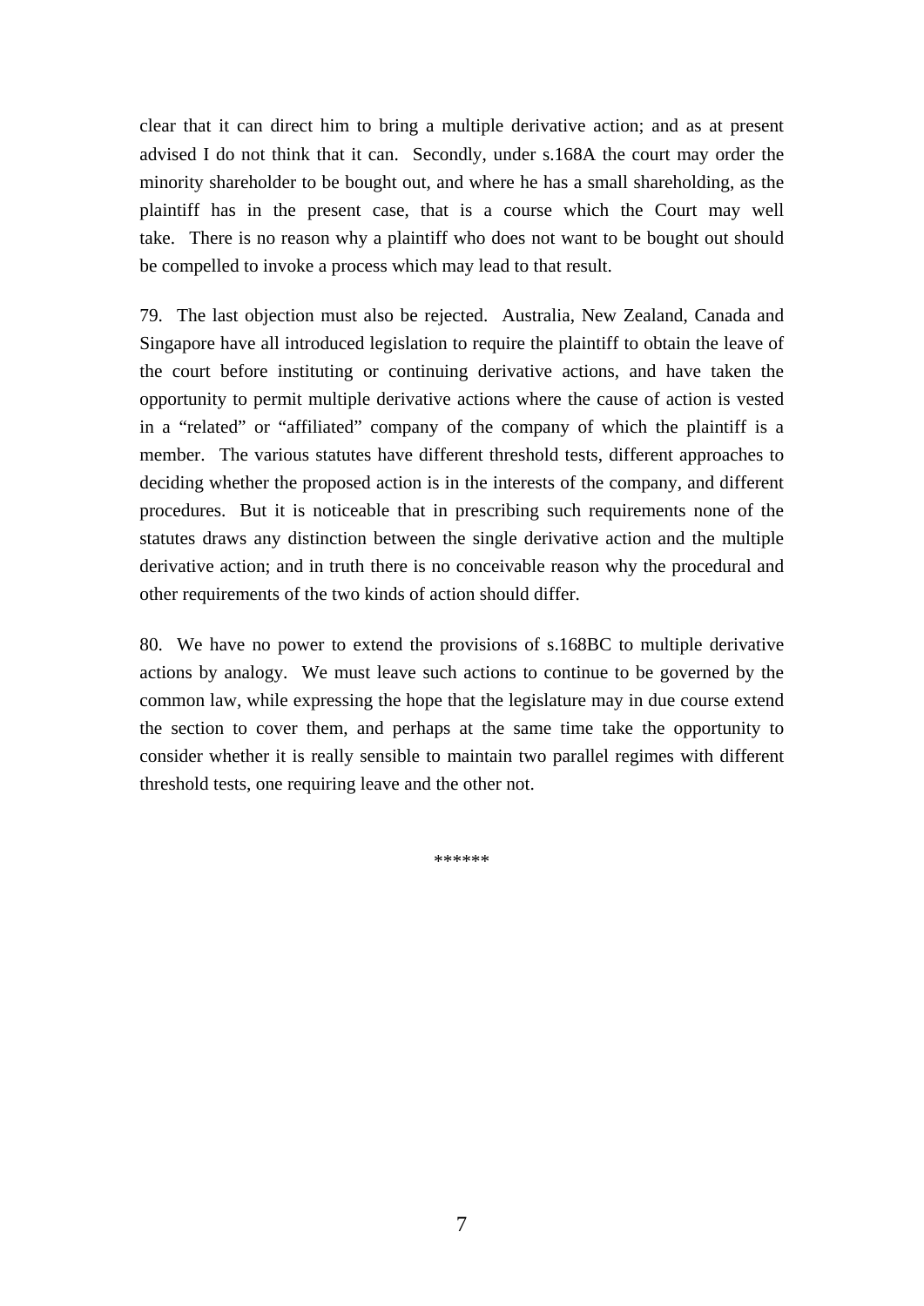clear that it can direct him to bring a multiple derivative action; and as at present advised I do not think that it can. Secondly, under s.168A the court may order the minority shareholder to be bought out, and where he has a small shareholding, as the plaintiff has in the present case, that is a course which the Court may well take. There is no reason why a plaintiff who does not want to be bought out should be compelled to invoke a process which may lead to that result.

79. The last objection must also be rejected. Australia, New Zealand, Canada and Singapore have all introduced legislation to require the plaintiff to obtain the leave of the court before instituting or continuing derivative actions, and have taken the opportunity to permit multiple derivative actions where the cause of action is vested in a "related" or "affiliated" company of the company of which the plaintiff is a member. The various statutes have different threshold tests, different approaches to deciding whether the proposed action is in the interests of the company, and different procedures. But it is noticeable that in prescribing such requirements none of the statutes draws any distinction between the single derivative action and the multiple derivative action; and in truth there is no conceivable reason why the procedural and other requirements of the two kinds of action should differ.

80. We have no power to extend the provisions of s.168BC to multiple derivative actions by analogy. We must leave such actions to continue to be governed by the common law, while expressing the hope that the legislature may in due course extend the section to cover them, and perhaps at the same time take the opportunity to consider whether it is really sensible to maintain two parallel regimes with different threshold tests, one requiring leave and the other not.

******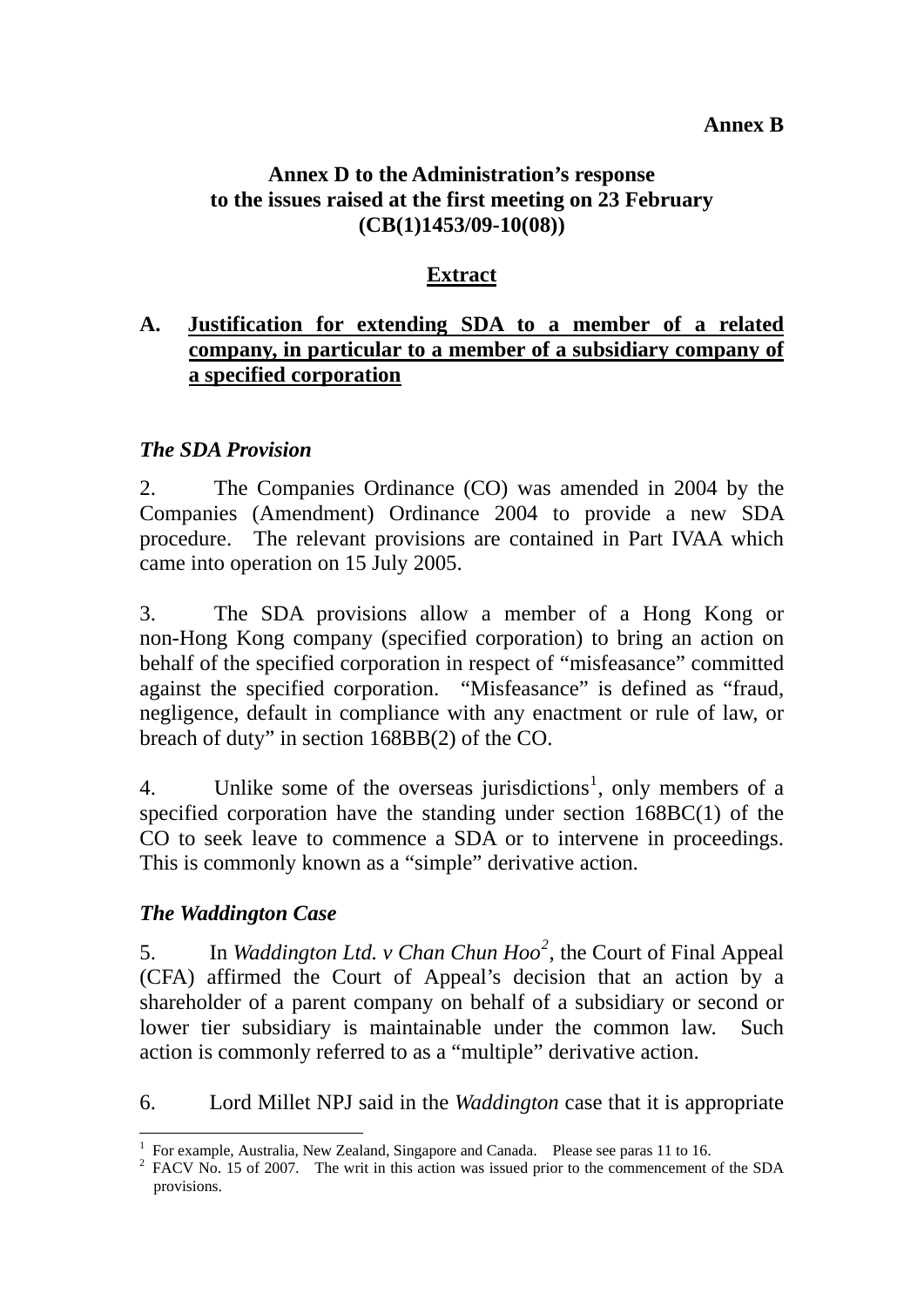**Annex B**

**Annex D to the Administration's response to the issues raised at the first meeting on 23 February (CB(1)1453/09-10(08))**

**Extract**

## A. Justification for extending SDA to a member of a related company, in particular to a member of a subsidiary company of a specified corporation

### *The SDA Provision*

2. The Companies Ordinance (CO) was amended in 2004 by the Companies (Amendment) Ordinance 2004 to provide a new SDA procedure. The relevant provisions are contained in Part IVAA which came into operation on 15 July 2005.

3. The SDA provisions allow a member of a Hong Kong or non-Hong Kong company (specified corporation) to bring an action on behalf of the specified corporation in respect of "misfeasance" committed against the specified corporation. "Misfeasance" is defined as "fraud, negligence, default in compliance with any enactment or rule of law, or breach of duty" in section 168BB(2) of the CO.

4. Unlike some of the overseas jurisdictions[1], only members of a specified corporation have the standing under section 168BC(1) of the CO to seek leave to commence a SDA or to intervene in proceedings. This is commonly known as a "simple" derivative action.

### *The Waddington Case*

5. In *Waddington Ltd. v Chan Chun Hoo*[2], the Court of Final Appeal (CFA) affirmed the Court of Appeal's decision that an action by a shareholder of a parent company on behalf of a subsidiary or second or lower tier subsidiary is maintainable under the common law. Such action is commonly referred to as a "multiple" derivative action.

6. Lord Millet NPJ said in the *Waddington* case that it is appropriate

---

[1] For example, Australia, New Zealand, Singapore and Canada. Please see paras 11 to 16.

[2] FACV No. 15 of 2007. The writ in this action was issued prior to the commencement of the SDA provisions.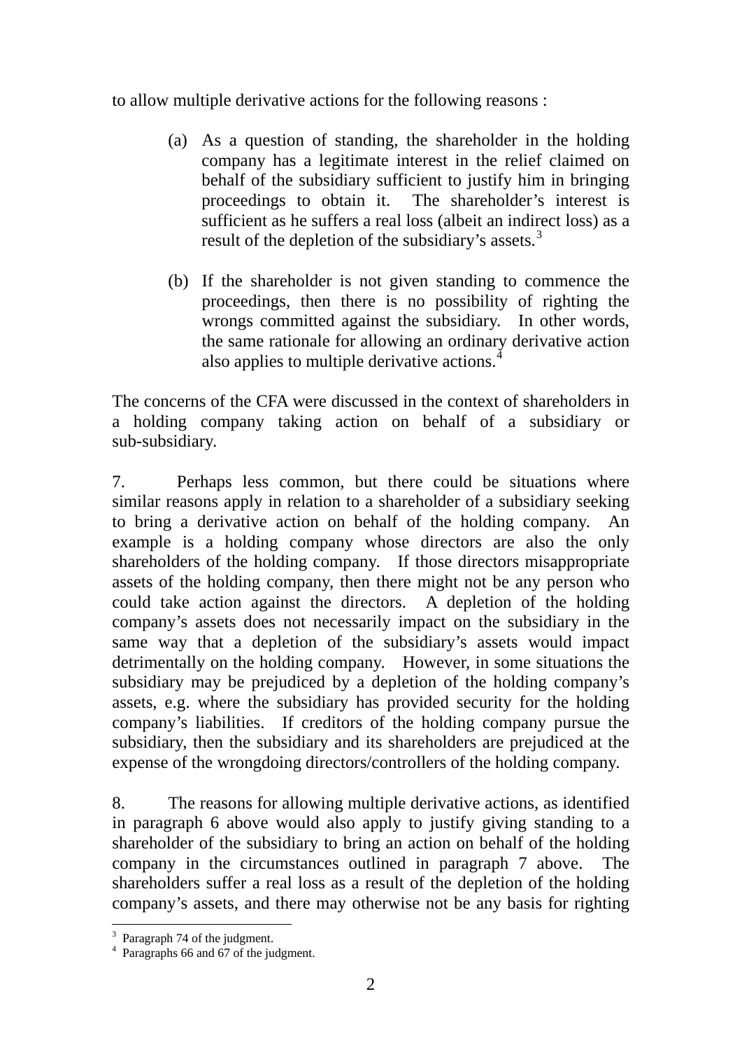to allow multiple derivative actions for the following reasons :

(a) As a question of standing, the shareholder in the holding company has a legitimate interest in the relief claimed on behalf of the subsidiary sufficient to justify him in bringing proceedings to obtain it. The shareholder's interest is sufficient as he suffers a real loss (albeit an indirect loss) as a result of the depletion of the subsidiary's assets.[3]

(b) If the shareholder is not given standing to commence the proceedings, then there is no possibility of righting the wrongs committed against the subsidiary. In other words, the same rationale for allowing an ordinary derivative action also applies to multiple derivative actions.[4]

The concerns of the CFA were discussed in the context of shareholders in a holding company taking action on behalf of a subsidiary or sub-subsidiary.

7. Perhaps less common, but there could be situations where similar reasons apply in relation to a shareholder of a subsidiary seeking to bring a derivative action on behalf of the holding company. An example is a holding company whose directors are also the only shareholders of the holding company. If those directors misappropriate assets of the holding company, then there might not be any person who could take action against the directors. A depletion of the holding company's assets does not necessarily impact on the subsidiary in the same way that a depletion of the subsidiary's assets would impact detrimentally on the holding company. However, in some situations the subsidiary may be prejudiced by a depletion of the holding company's assets, e.g. where the subsidiary has provided security for the holding company's liabilities. If creditors of the holding company pursue the subsidiary, then the subsidiary and its shareholders are prejudiced at the expense of the wrongdoing directors/controllers of the holding company.

8. The reasons for allowing multiple derivative actions, as identified in paragraph 6 above would also apply to justify giving standing to a shareholder of the subsidiary to bring an action on behalf of the holding company in the circumstances outlined in paragraph 7 above. The shareholders suffer a real loss as a result of the depletion of the holding company's assets, and there may otherwise not be any basis for righting

---

[3] Paragraph 74 of the judgment.

[4] Paragraphs 66 and 67 of the judgment.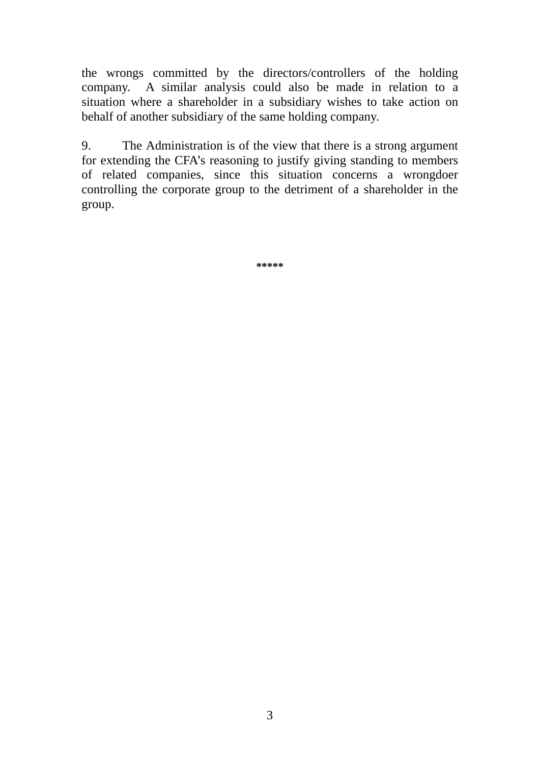the wrongs committed by the directors/controllers of the holding company. A similar analysis could also be made in relation to a situation where a shareholder in a subsidiary wishes to take action on behalf of another subsidiary of the same holding company.

9. The Administration is of the view that there is a strong argument for extending the CFA's reasoning to justify giving standing to members of related companies, since this situation concerns a wrongdoer controlling the corporate group to the detriment of a shareholder in the group.

*****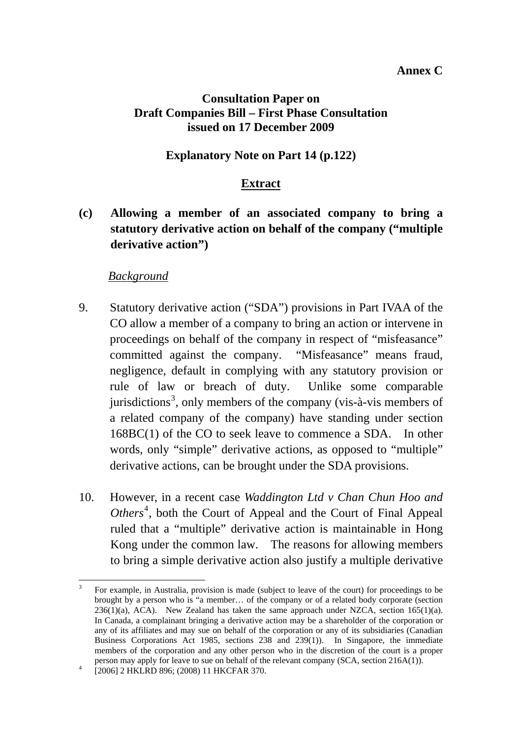**Annex C**

**Consultation Paper on Draft Companies Bill – First Phase Consultation issued on 17 December 2009**

**Explanatory Note on Part 14 (p.122)**

**Extract**

**(c) Allowing a member of an associated company to bring a statutory derivative action on behalf of the company ("multiple derivative action")**

*Background*

9. Statutory derivative action ("SDA") provisions in Part IVAA of the CO allow a member of a company to bring an action or intervene in proceedings on behalf of the company in respect of "misfeasance" committed against the company. "Misfeasance" means fraud, negligence, default in complying with any statutory provision or rule of law or breach of duty. Unlike some comparable jurisdictions[3], only members of the company (vis-à-vis members of a related company of the company) have standing under section 168BC(1) of the CO to seek leave to commence a SDA. In other words, only "simple" derivative actions, as opposed to "multiple" derivative actions, can be brought under the SDA provisions.

10. However, in a recent case *Waddington Ltd v Chan Chun Hoo and Others*[4], both the Court of Appeal and the Court of Final Appeal ruled that a "multiple" derivative action is maintainable in Hong Kong under the common law. The reasons for allowing members to bring a simple derivative action also justify a multiple derivative

---

[3] For example, in Australia, provision is made (subject to leave of the court) for proceedings to be brought by a person who is "a member… of the company or of a related body corporate (section 236(1)(a), ACA). New Zealand has taken the same approach under NZCA, section 165(1)(a). In Canada, a complainant bringing a derivative action may be a shareholder of the corporation or any of its affiliates and may sue on behalf of the corporation or any of its subsidiaries (Canadian Business Corporations Act 1985, sections 238 and 239(1)). In Singapore, the immediate members of the corporation and any other person who in the discretion of the court is a proper person may apply for leave to sue on behalf of the relevant company (SCA, section 216A(1)).

[4] [2006] 2 HKLRD 896; (2008) 11 HKCFAR 370.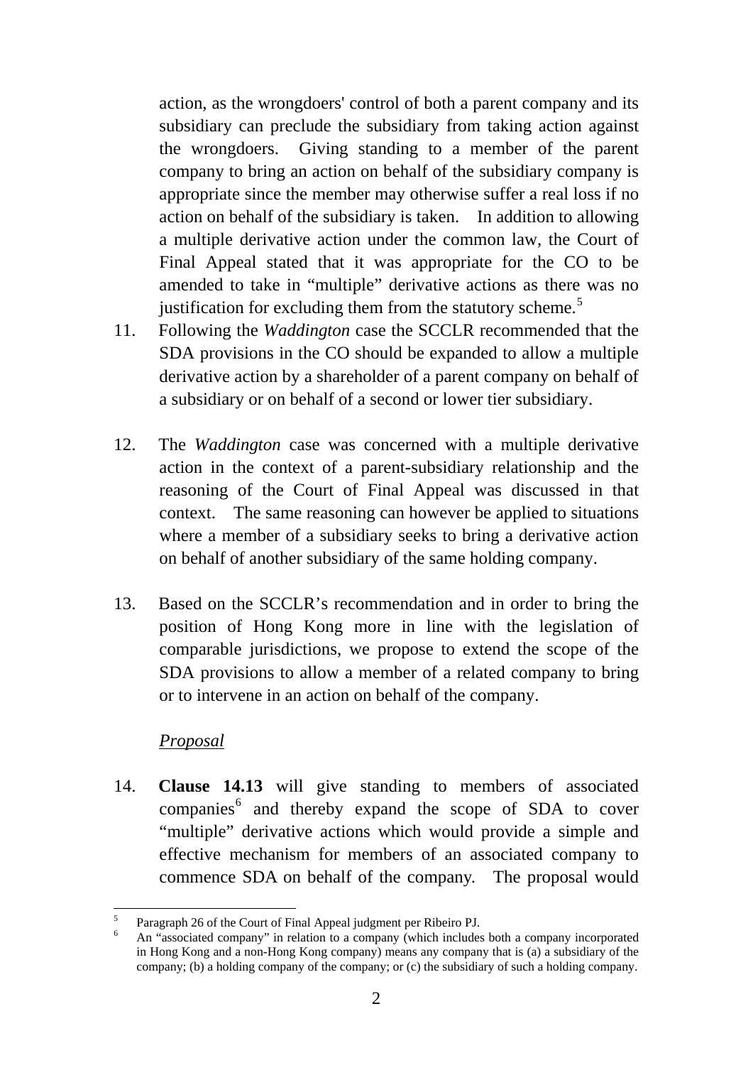action, as the wrongdoers' control of both a parent company and its subsidiary can preclude the subsidiary from taking action against the wrongdoers. Giving standing to a member of the parent company to bring an action on behalf of the subsidiary company is appropriate since the member may otherwise suffer a real loss if no action on behalf of the subsidiary is taken. In addition to allowing a multiple derivative action under the common law, the Court of Final Appeal stated that it was appropriate for the CO to be amended to take in "multiple" derivative actions as there was no justification for excluding them from the statutory scheme.[5]

11. Following the *Waddington* case the SCCLR recommended that the SDA provisions in the CO should be expanded to allow a multiple derivative action by a shareholder of a parent company on behalf of a subsidiary or on behalf of a second or lower tier subsidiary.

12. The *Waddington* case was concerned with a multiple derivative action in the context of a parent-subsidiary relationship and the reasoning of the Court of Final Appeal was discussed in that context. The same reasoning can however be applied to situations where a member of a subsidiary seeks to bring a derivative action on behalf of another subsidiary of the same holding company.

13. Based on the SCCLR's recommendation and in order to bring the position of Hong Kong more in line with the legislation of comparable jurisdictions, we propose to extend the scope of the SDA provisions to allow a member of a related company to bring or to intervene in an action on behalf of the company.

*Proposal*

14. **Clause 14.13** will give standing to members of associated companies[6] and thereby expand the scope of SDA to cover "multiple" derivative actions which would provide a simple and effective mechanism for members of an associated company to commence SDA on behalf of the company. The proposal would

---

[5] Paragraph 26 of the Court of Final Appeal judgment per Ribeiro PJ.

[6] An "associated company" in relation to a company (which includes both a company incorporated in Hong Kong and a non-Hong Kong company) means any company that is (a) a subsidiary of the company; (b) a holding company of the company; or (c) the subsidiary of such a holding company.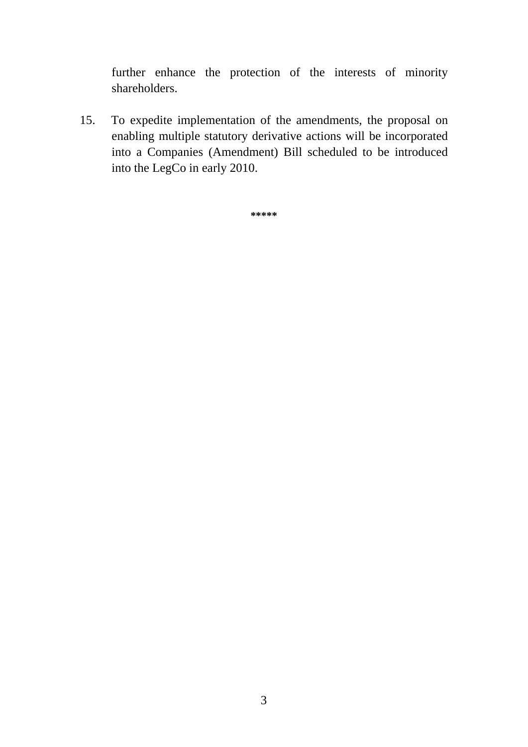further enhance the protection of the interests of minority shareholders.

15. To expedite implementation of the amendments, the proposal on enabling multiple statutory derivative actions will be incorporated into a Companies (Amendment) Bill scheduled to be introduced into the LegCo in early 2010.

*****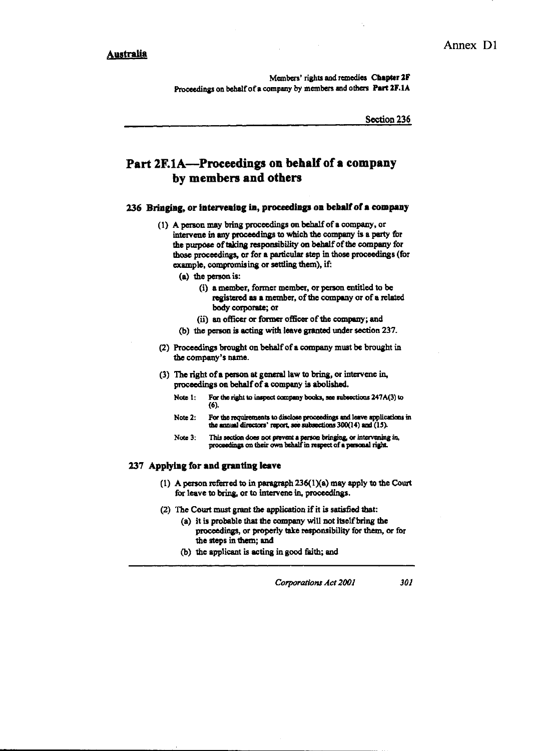## Part 2F.1A—Proceedings on behalf of a company by members and others

### 236 Bringing, or intervening in, proceedings on behalf of a company

(1) A person may bring proceedings on behalf of a company, or intervene in any proceedings to which the company is a party for the purpose of taking responsibility on behalf of the company for those proceedings, or for a particular step in those proceedings (for example, compromising or settling them), if:

- (a) the person is:
  - (i) a member, former member, or person entitled to be registered as a member, of the company or of a related body corporate; or
  - (ii) an officer or former officer of the company; and
- (b) the person is acting with leave granted under section 237.

(2) Proceedings brought on behalf of a company must be brought in the company's name.

(3) The right of a person at general law to bring, or intervene in, proceedings on behalf of a company is abolished.

Note 1: For the right to inspect company books, see subsections 247A(3) to (6).

Note 2: For the requirements to disclose proceedings and leave applications in the annual directors' report, see subsections 300(14) and (15).

Note 3: This section does not prevent a person bringing, or intervening in, proceedings on their own behalf in respect of a personal right.

### 237 Applying for and granting leave

(1) A person referred to in paragraph 236(1)(a) may apply to the Court for leave to bring, or to intervene in, proceedings.

(2) The Court must grant the application if it is satisfied that:

- (a) it is probable that the company will not itself bring the proceedings, or properly take responsibility for them, or for the steps in them; and
- (b) the applicant is acting in good faith; and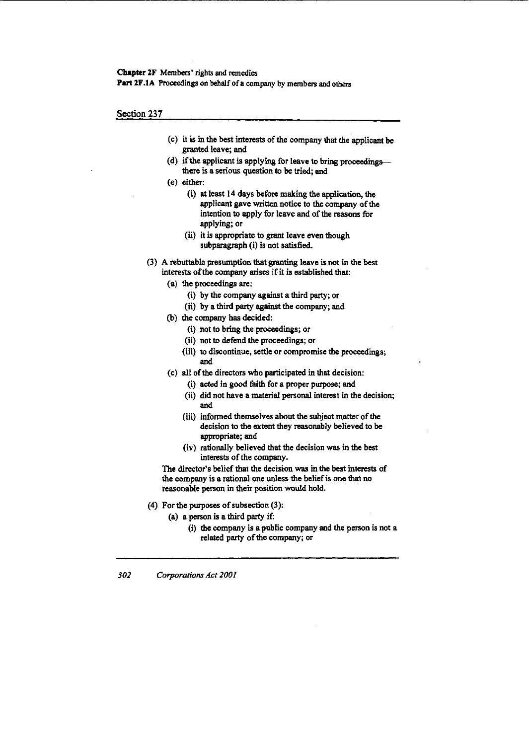## Section 237

(c) it is in the best interests of the company that the applicant be granted leave; and

(d) if the applicant is applying for leave to bring proceedings—there is a serious question to be tried; and

(e) either:

(i) at least 14 days before making the application, the applicant gave written notice to the company of the intention to apply for leave and of the reasons for applying; or

(ii) it is appropriate to grant leave even though subparagraph (i) is not satisfied.

(3) A rebuttable presumption that granting leave is not in the best interests of the company arises if it is established that:

(a) the proceedings are:

(i) by the company against a third party; or

(ii) by a third party against the company; and

(b) the company has decided:

(i) not to bring the proceedings; or

(ii) not to defend the proceedings; or

(iii) to discontinue, settle or compromise the proceedings; and

(c) all of the directors who participated in that decision:

(i) acted in good faith for a proper purpose; and

(ii) did not have a material personal interest in the decision; and

(iii) informed themselves about the subject matter of the decision to the extent they reasonably believed to be appropriate; and

(iv) rationally believed that the decision was in the best interests of the company.

The director's belief that the decision was in the best interests of the company is a rational one unless the belief is one that no reasonable person in their position would hold.

(4) For the purposes of subsection (3):

(a) a person is a third party if:

(i) the company is a public company and the person is not a related party of the company; or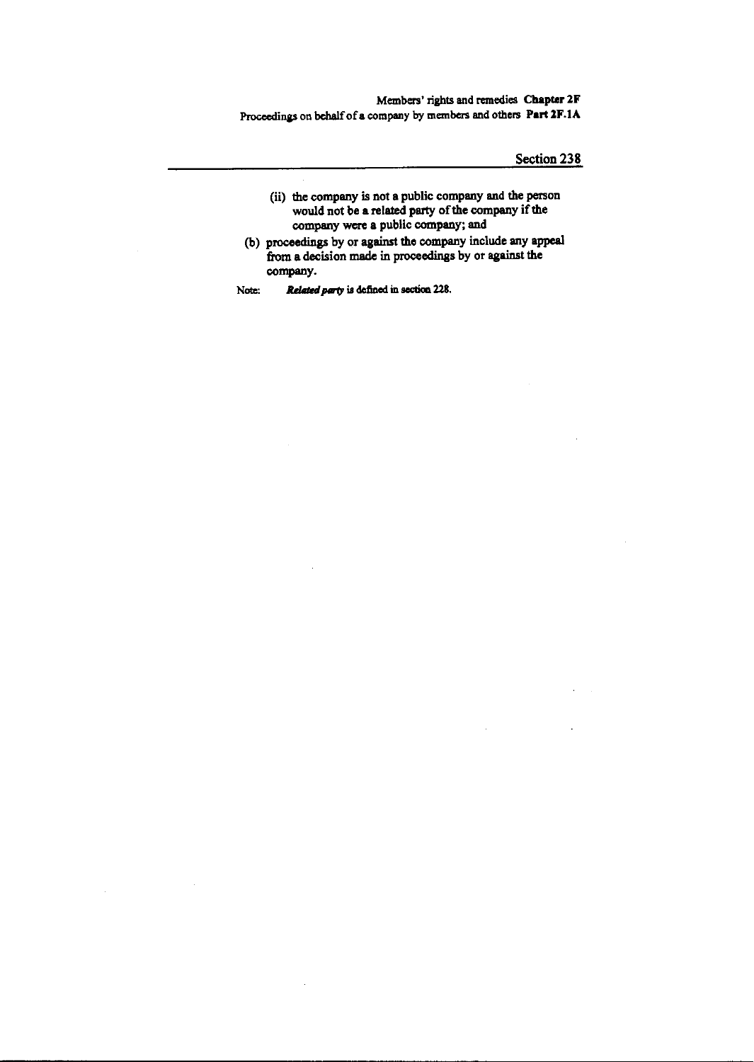(ii) the company is not a public company and the person would not be a related party of the company if the company were a public company; and

(b) proceedings by or against the company include any appeal from a decision made in proceedings by or against the company.

Note: ***Related party*** is defined in section 228.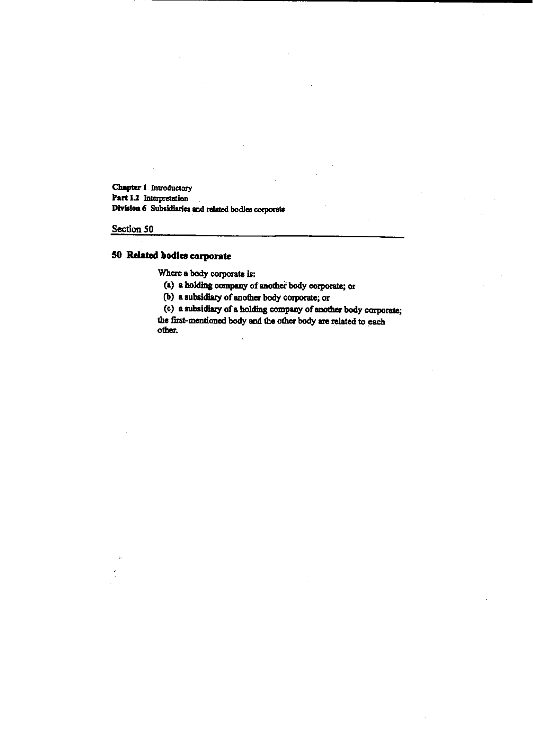**Chapter 1** Introductory
**Part 1.2** Interpretation
**Division 6** Subsidiaries and related bodies corporate

Section 50

## 50 Related bodies corporate

Where a body corporate is:

(a) a **holding company** of another body corporate; or

(b) a **subsidiary** of another body corporate; or

(c) a subsidiary of a holding company of another body corporate;

the first-mentioned body and the other body are related to each other.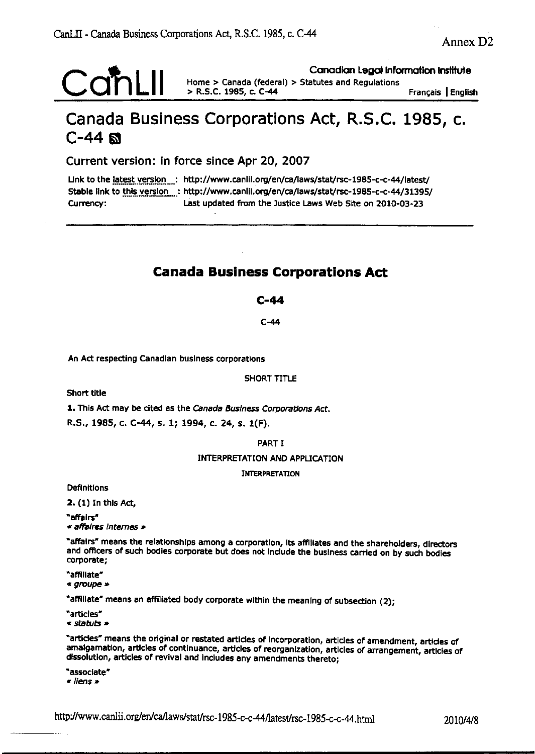Annex D2

CanLII — Canadian Legal Information Institute

Home > Canada (federal) > Statutes and Regulations > R.S.C. 1985, c. C-44

Français | English

# Canada Business Corporations Act, R.S.C. 1985, c. C-44

Current version: in force since Apr 20, 2007

Link to the latest version : http://www.canlii.org/en/ca/laws/stat/rsc-1985-c-c-44/latest/
Stable link to this version : http://www.canlii.org/en/ca/laws/stat/rsc-1985-c-c-44/31395/
Currency: Last updated from the Justice Laws Web Site on 2010-03-23

## Canada Business Corporations Act

### C-44

C-44

An Act respecting Canadian business corporations

SHORT TITLE

Short title

**1.** This Act may be cited as the *Canada Business Corporations Act*.

R.S., 1985, c. C-44, s. 1; 1994, c. 24, s. 1(F).

PART I

INTERPRETATION AND APPLICATION

INTERPRETATION

Definitions

**2.** (1) In this Act,

"affairs"
*« affaires internes »*

"affairs" means the relationships among a corporation, its affiliates and the shareholders, directors and officers of such bodies corporate but does not include the business carried on by such bodies corporate;

"affiliate"
*« groupe »*

"affiliate" means an affiliated body corporate within the meaning of subsection (2);

"articles"
*« statuts »*

"articles" means the original or restated articles of incorporation, articles of amendment, articles of amalgamation, articles of continuance, articles of reorganization, articles of arrangement, articles of dissolution, articles of revival and includes any amendments thereto;

"associate"
*« liens »*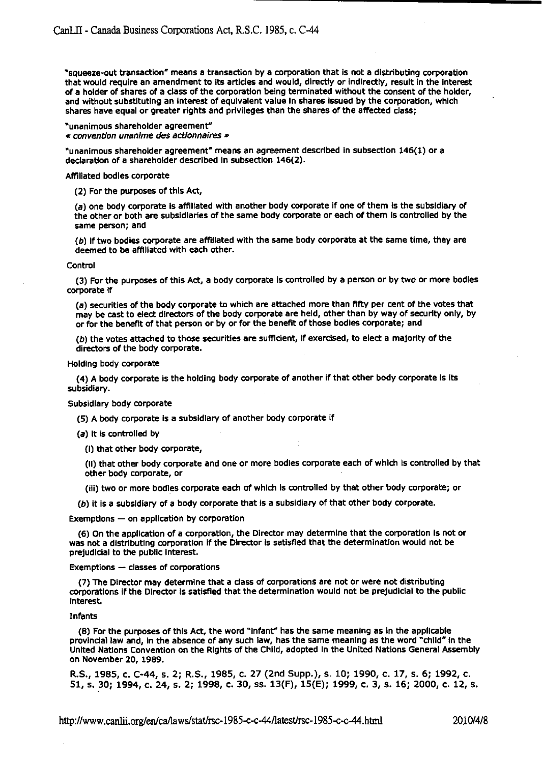"squeeze-out transaction" means a transaction by a corporation that is not a distributing corporation that would require an amendment to its articles and would, directly or indirectly, result in the interest of a holder of shares of a class of the corporation being terminated without the consent of the holder, and without substituting an interest of equivalent value in shares issued by the corporation, which shares have equal or greater rights and privileges than the shares of the affected class;

"unanimous shareholder agreement"
*« convention unanime des actionnaires »*

"unanimous shareholder agreement" means an agreement described in subsection 146(1) or a declaration of a shareholder described in subsection 146(2).

Affiliated bodies corporate

(2) For the purposes of this Act,

(*a*) one body corporate is affiliated with another body corporate if one of them is the subsidiary of the other or both are subsidiaries of the same body corporate or each of them is controlled by the same person; and

(*b*) if two bodies corporate are affiliated with the same body corporate at the same time, they are deemed to be affiliated with each other.

Control

(3) For the purposes of this Act, a body corporate is controlled by a person or by two or more bodies corporate if

(*a*) securities of the body corporate to which are attached more than fifty per cent of the votes that may be cast to elect directors of the body corporate are held, other than by way of security only, by or for the benefit of that person or by or for the benefit of those bodies corporate; and

(*b*) the votes attached to those securities are sufficient, if exercised, to elect a majority of the directors of the body corporate.

Holding body corporate

(4) A body corporate is the holding body corporate of another if that other body corporate is its subsidiary.

Subsidiary body corporate

(5) A body corporate is a subsidiary of another body corporate if

(*a*) it is controlled by

(i) that other body corporate,

(ii) that other body corporate and one or more bodies corporate each of which is controlled by that other body corporate, or

(iii) two or more bodies corporate each of which is controlled by that other body corporate; or

(*b*) it is a subsidiary of a body corporate that is a subsidiary of that other body corporate.

Exemptions — on application by corporation

(6) On the application of a corporation, the Director may determine that the corporation is not or was not a distributing corporation if the Director is satisfied that the determination would not be prejudicial to the public interest.

Exemptions — classes of corporations

(7) The Director may determine that a class of corporations are not or were not distributing corporations if the Director is satisfied that the determination would not be prejudicial to the public interest.

Infants

(8) For the purposes of this Act, the word "infant" has the same meaning as in the applicable provincial law and, in the absence of any such law, has the same meaning as the word "child" in the United Nations Convention on the Rights of the Child, adopted in the United Nations General Assembly on November 20, 1989.

**R.S., 1985, c. C-44, s. 2; R.S., 1985, c. 27 (2nd Supp.), s. 10; 1990, c. 17, s. 6; 1992, c. 51, s. 30; 1994, c. 24, s. 2; 1998, c. 30, ss. 13(F), 15(E); 1999, c. 3, s. 16; 2000, c. 12, s.**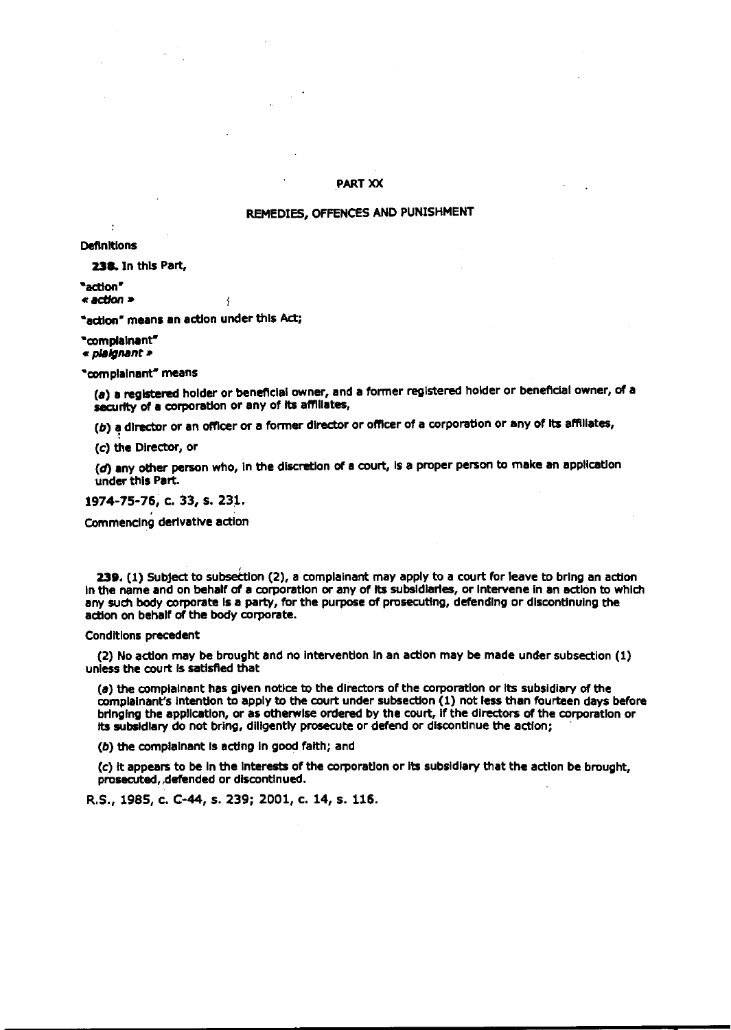## PART XX

## REMEDIES, OFFENCES AND PUNISHMENT

Definitions

**238.** In this Part,

"action"
*« action »*

"action" means an action under this Act;

"complainant"
*« plaignant »*

"complainant" means

(*a*) a registered holder or beneficial owner, and a former registered holder or beneficial owner, of a security of a corporation or any of its affiliates,

(*b*) a director or an officer or a former director or officer of a corporation or any of its affiliates,

(*c*) the Director, or

(*d*) any other person who, in the discretion of a court, is a proper person to make an application under this Part.

1974-75-76, c. 33, s. 231.

Commencing derivative action

**239.** (1) Subject to subsection (2), a complainant may apply to a court for leave to bring an action in the name and on behalf of a corporation or any of its subsidiaries, or intervene in an action to which any such body corporate is a party, for the purpose of prosecuting, defending or discontinuing the action on behalf of the body corporate.

Conditions precedent

(2) No action may be brought and no intervention in an action may be made under subsection (1) unless the court is satisfied that

(*a*) the complainant has given notice to the directors of the corporation or its subsidiary of the complainant's intention to apply to the court under subsection (1) not less than fourteen days before bringing the application, or as otherwise ordered by the court, if the directors of the corporation or its subsidiary do not bring, diligently prosecute or defend or discontinue the action;

(*b*) the complainant is acting in good faith; and

(*c*) it appears to be in the interests of the corporation or its subsidiary that the action be brought, prosecuted, defended or discontinued.

R.S., 1985, c. C-44, s. 239; 2001, c. 14, s. 116.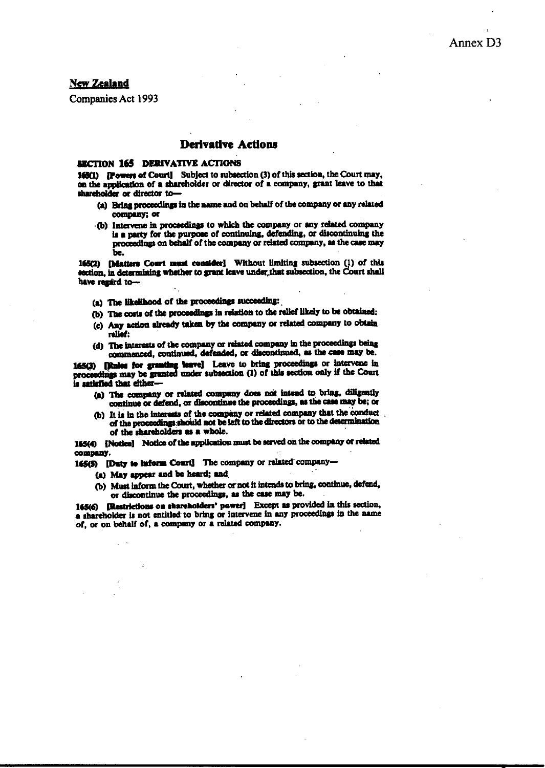Annex D3

**New Zealand**

Companies Act 1993

## Derivative Actions

### SECTION 165 DERIVATIVE ACTIONS

**165(1) [Powers of Court]** Subject to subsection (3) of this section, the Court may, on the application of a shareholder or director of a company, grant leave to that shareholder or director to—

- (a) Bring proceedings in the name and on behalf of the company or any related company; or
- (b) Intervene in proceedings to which the company or any related company is a party for the purpose of continuing, defending, or discontinuing the proceedings on behalf of the company or related company, as the case may be.

**165(2) [Matters Court must consider]** Without limiting subsection (1) of this section, in determining whether to grant leave under that subsection, the Court shall have regard to—

- (a) The likelihood of the proceedings succeeding:
- (b) The costs of the proceedings in relation to the relief likely to be obtained:
- (c) Any action already taken by the company or related company to obtain relief:
- (d) The interests of the company or related company in the proceedings being commenced, continued, defended, or discontinued, as the case may be.

**165(3) [Rules for granting leave]** Leave to bring proceedings or intervene in proceedings may be granted under subsection (1) of this section only if the Court is satisfied that either—

- (a) The company or related company does not intend to bring, diligently continue or defend, or discontinue the proceedings, as the case may be; or
- (b) It is in the interests of the company or related company that the conduct of the proceedings should not be left to the directors or to the determination of the shareholders as a whole.

**165(4) [Notice]** Notice of the application must be served on the company or related company.

**165(5) [Duty to inform Court]** The company or related company—

- (a) May appear and be heard; and
- (b) Must inform the Court, whether or not it intends to bring, continue, defend, or discontinue the proceedings, as the case may be.

**165(6) [Restrictions on shareholders' power]** Except as provided in this section, a shareholder is not entitled to bring or intervene in any proceedings in the name of, or on behalf of, a company or a related company.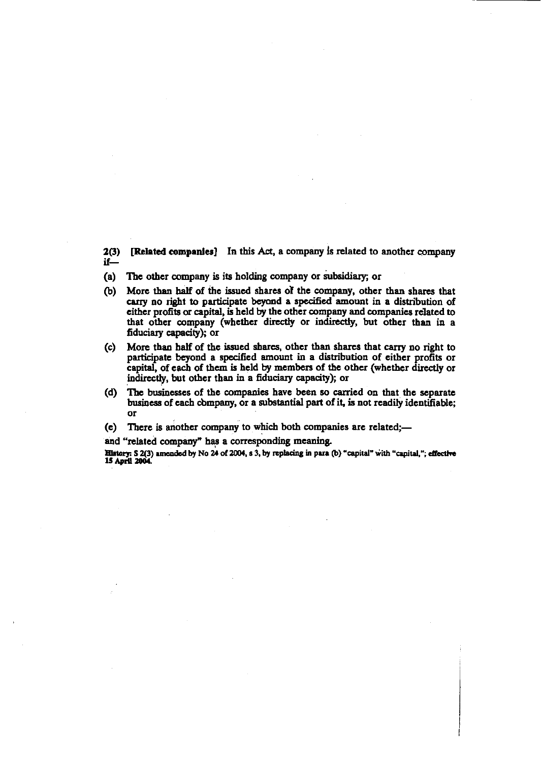**2(3) [Related companies]** In this Act, a company is related to another company if—

(a) The other company is its holding company or subsidiary; or

(b) More than half of the issued shares of the company, other than shares that carry no right to participate beyond a specified amount in a distribution of either profits or capital, is held by the other company and companies related to that other company (whether directly or indirectly, but other than in a fiduciary capacity); or

(c) More than half of the issued shares, other than shares that carry no right to participate beyond a specified amount in a distribution of either profits or capital, of each of them is held by members of the other (whether directly or indirectly, but other than in a fiduciary capacity); or

(d) The businesses of the companies have been so carried on that the separate business of each company, or a substantial part of it, is not readily identifiable; or

(e) There is another company to which both companies are related;—

and "related company" has a corresponding meaning.

**History:** S 2(3) amended by No 24 of 2004, s 3, by replacing in para (b) "capital" with "capital,"; effective 15 April 2004.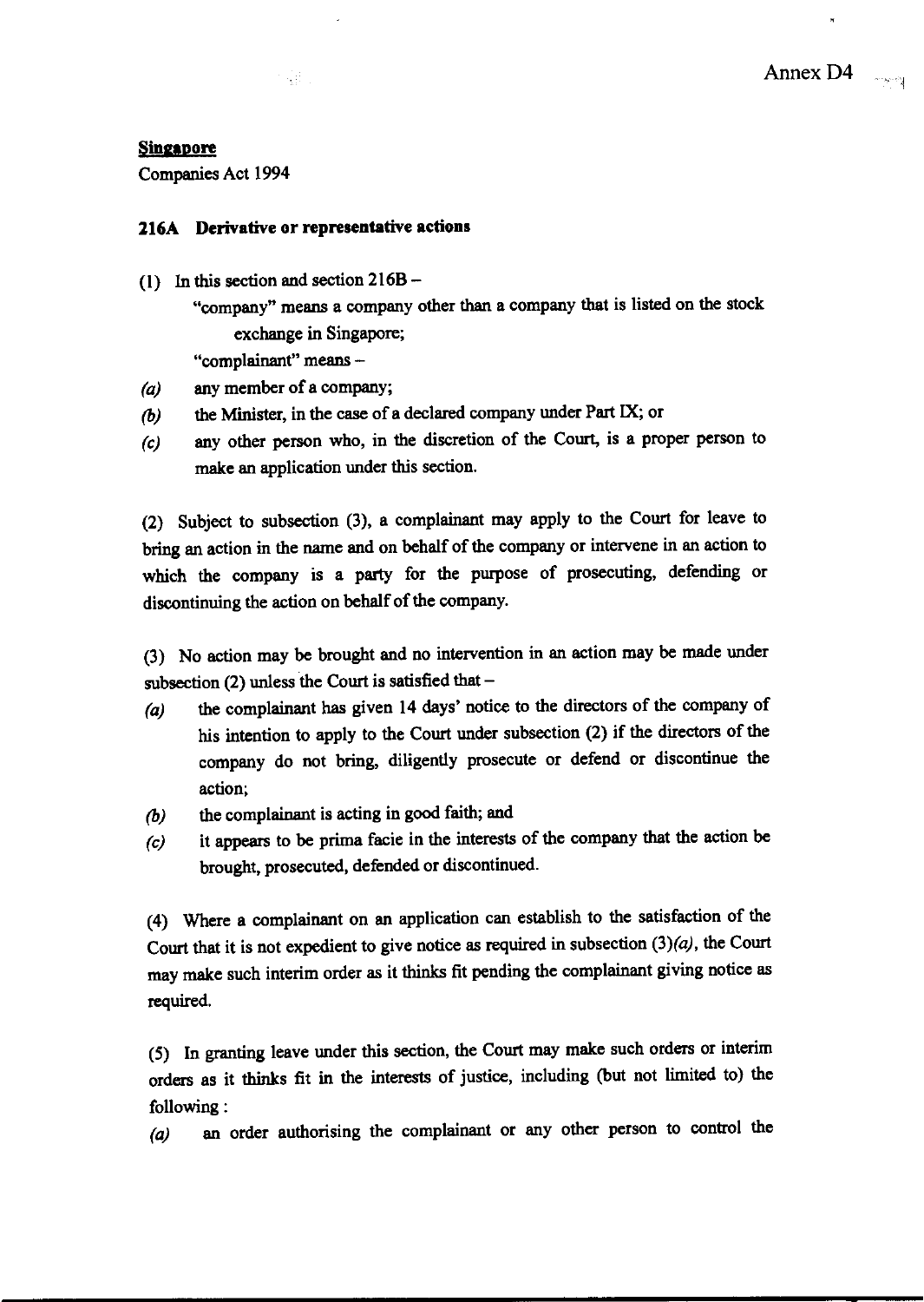Annex D4

**Singapore**

Companies Act 1994

**216A Derivative or representative actions**

(1) In this section and section 216B –

"company" means a company other than a company that is listed on the stock exchange in Singapore;

"complainant" means –

*(a)* any member of a company;

*(b)* the Minister, in the case of a declared company under Part IX; or

*(c)* any other person who, in the discretion of the Court, is a proper person to make an application under this section.

(2) Subject to subsection (3), a complainant may apply to the Court for leave to bring an action in the name and on behalf of the company or intervene in an action to which the company is a party for the purpose of prosecuting, defending or discontinuing the action on behalf of the company.

(3) No action may be brought and no intervention in an action may be made under subsection (2) unless the Court is satisfied that –

*(a)* the complainant has given 14 days' notice to the directors of the company of his intention to apply to the Court under subsection (2) if the directors of the company do not bring, diligently prosecute or defend or discontinue the action;

*(b)* the complainant is acting in good faith; and

*(c)* it appears to be prima facie in the interests of the company that the action be brought, prosecuted, defended or discontinued.

(4) Where a complainant on an application can establish to the satisfaction of the Court that it is not expedient to give notice as required in subsection (3)*(a)*, the Court may make such interim order as it thinks fit pending the complainant giving notice as required.

(5) In granting leave under this section, the Court may make such orders or interim orders as it thinks fit in the interests of justice, including (but not limited to) the following :

*(a)* an order authorising the complainant or any other person to control the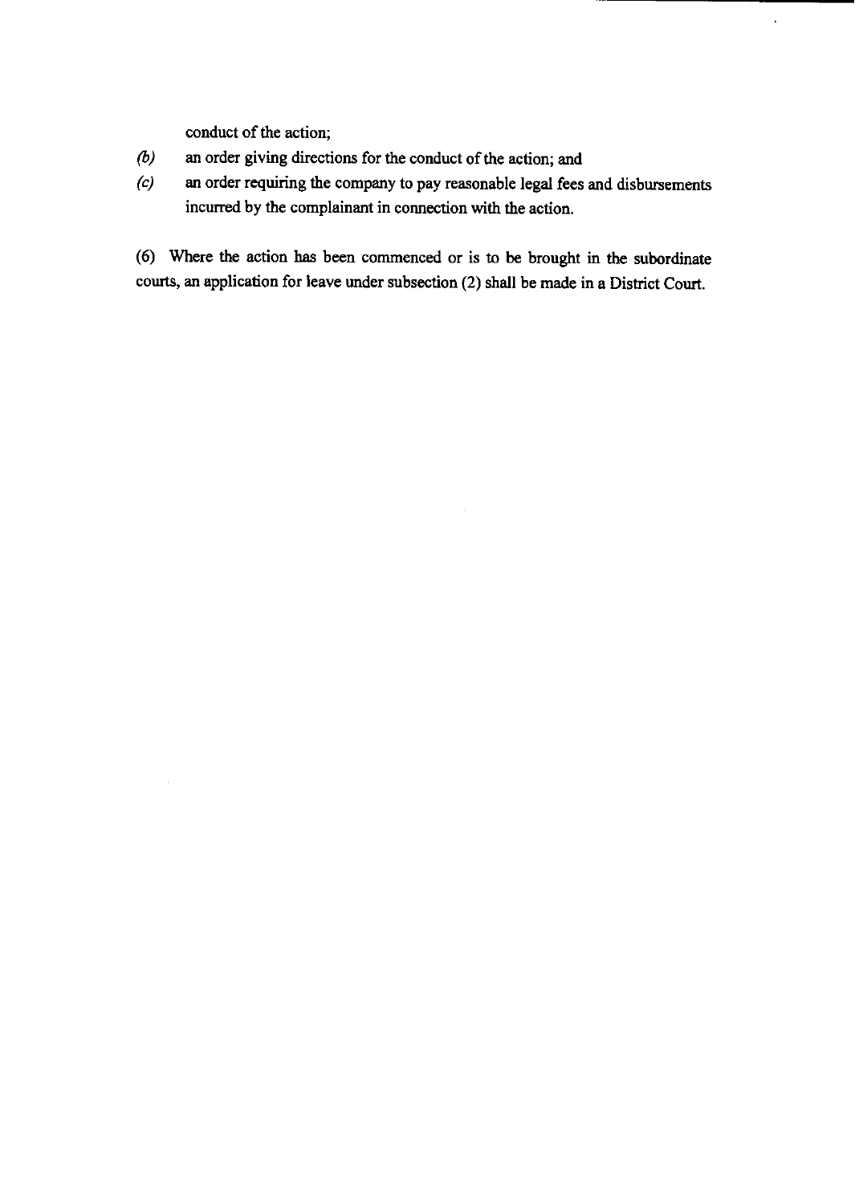conduct of the action;

*(b)* an order giving directions for the conduct of the action; and

*(c)* an order requiring the company to pay reasonable legal fees and disbursements incurred by the complainant in connection with the action.

(6) Where the action has been commenced or is to be brought in the subordinate courts, an application for leave under subsection (2) shall be made in a District Court.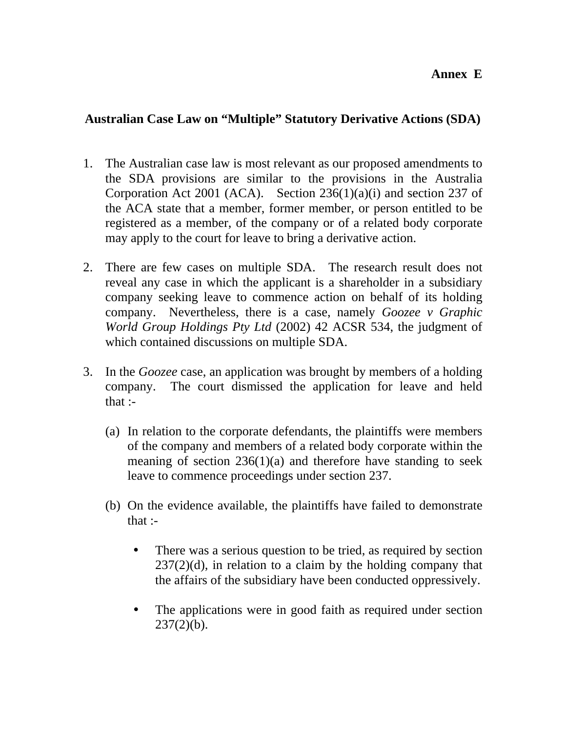**Annex E**

## Australian Case Law on "Multiple" Statutory Derivative Actions (SDA)

1. The Australian case law is most relevant as our proposed amendments to the SDA provisions are similar to the provisions in the Australia Corporation Act 2001 (ACA). Section 236(1)(a)(i) and section 237 of the ACA state that a member, former member, or person entitled to be registered as a member, of the company or of a related body corporate may apply to the court for leave to bring a derivative action.

2. There are few cases on multiple SDA. The research result does not reveal any case in which the applicant is a shareholder in a subsidiary company seeking leave to commence action on behalf of its holding company. Nevertheless, there is a case, namely *Goozee v Graphic World Group Holdings Pty Ltd* (2002) 42 ACSR 534, the judgment of which contained discussions on multiple SDA.

3. In the *Goozee* case, an application was brought by members of a holding company. The court dismissed the application for leave and held that :-

   (a) In relation to the corporate defendants, the plaintiffs were members of the company and members of a related body corporate within the meaning of section 236(1)(a) and therefore have standing to seek leave to commence proceedings under section 237.

   (b) On the evidence available, the plaintiffs have failed to demonstrate that :-

      - There was a serious question to be tried, as required by section 237(2)(d), in relation to a claim by the holding company that the affairs of the subsidiary have been conducted oppressively.

      - The applications were in good faith as required under section 237(2)(b).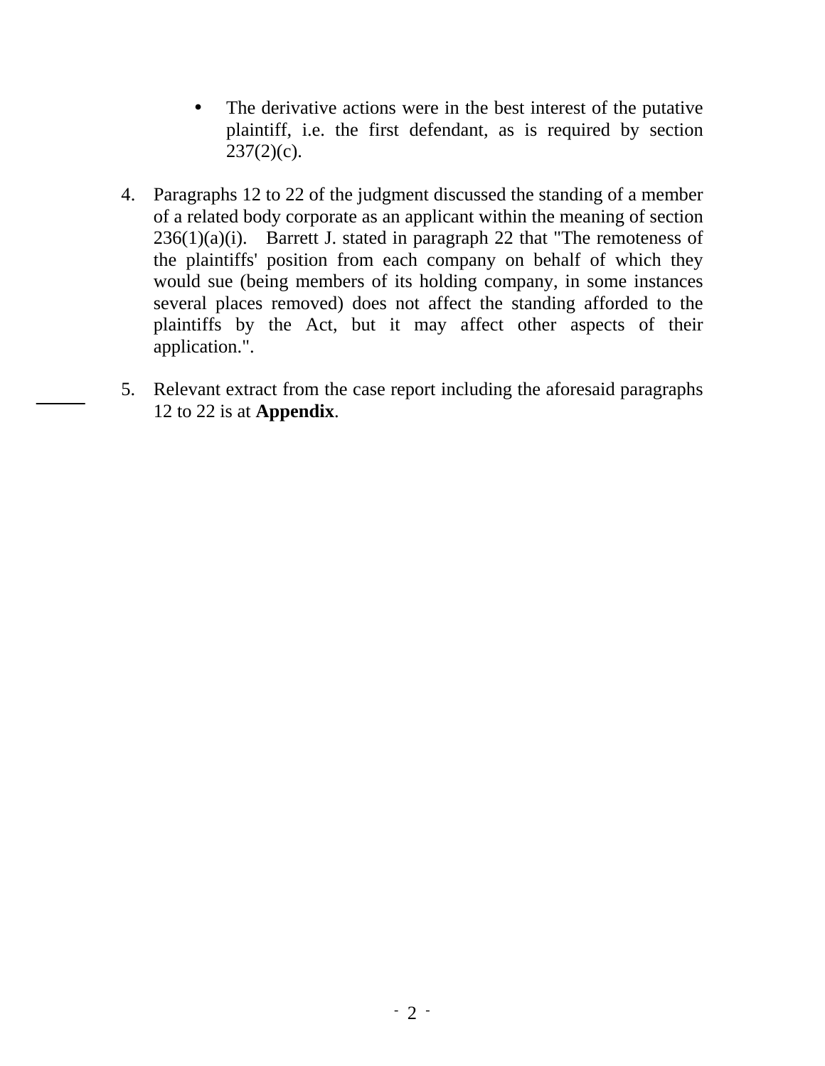- The derivative actions were in the best interest of the putative plaintiff, i.e. the first defendant, as is required by section 237(2)(c).

4. Paragraphs 12 to 22 of the judgment discussed the standing of a member of a related body corporate as an applicant within the meaning of section 236(1)(a)(i). Barrett J. stated in paragraph 22 that "The remoteness of the plaintiffs' position from each company on behalf of which they would sue (being members of its holding company, in some instances several places removed) does not affect the standing afforded to the plaintiffs by the Act, but it may affect other aspects of their application.".

5. Relevant extract from the case report including the aforesaid paragraphs 12 to 22 is at **Appendix**.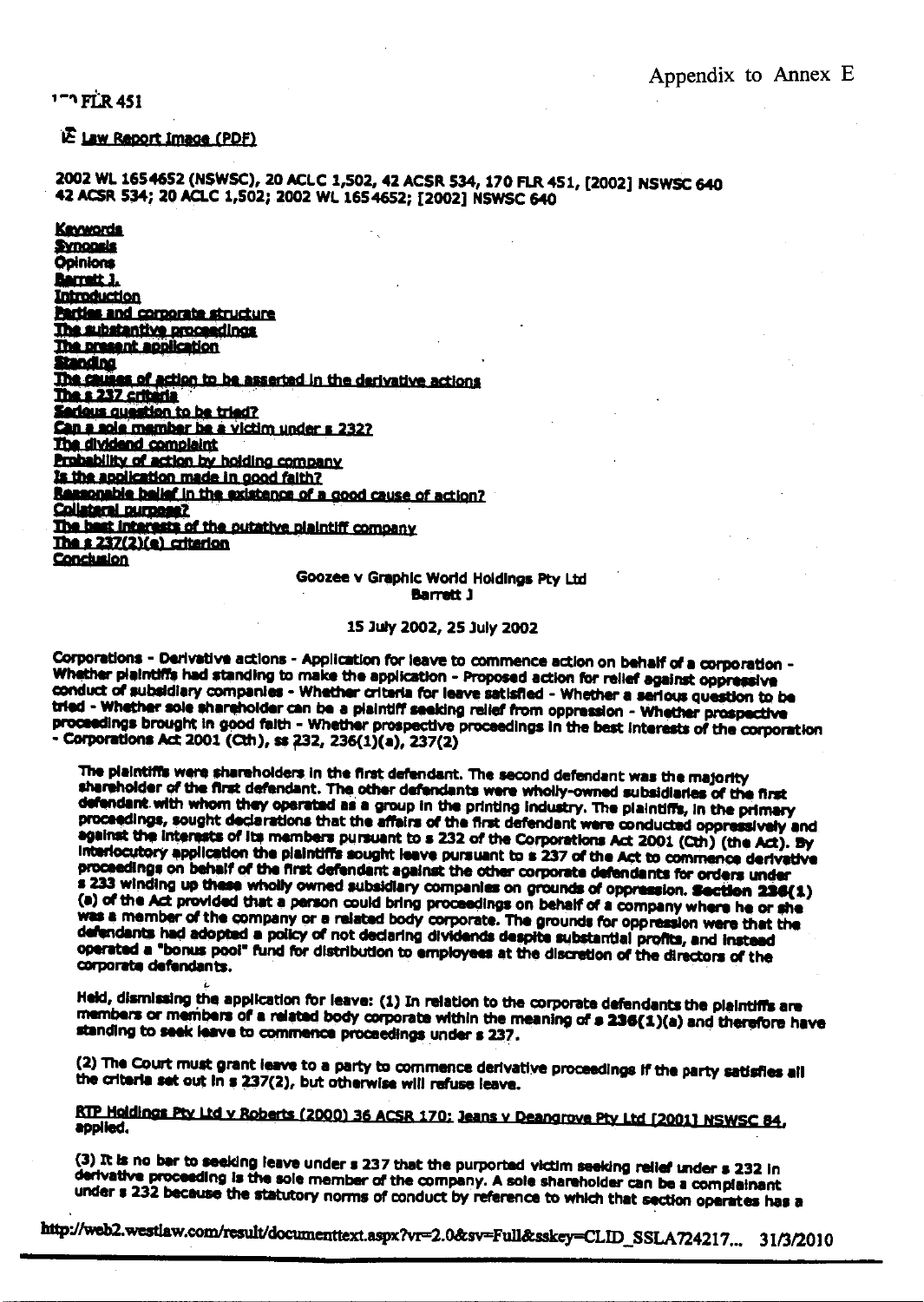Appendix to Annex E

170 FLR 451

Law Report Image (PDF)

2002 WL 1654652 (NSWSC), 20 ACLC 1,502, 42 ACSR 534, 170 FLR 451, [2002] NSWSC 640
42 ACSR 534; 20 ACLC 1,502; 2002 WL 1654652; [2002] NSWSC 640

Keywords
Synopsis
Opinions
Barrett J.
Introduction
Parties and corporate structure
The substantive proceedings
The present application
Standing
The causes of action to be asserted in the derivative actions
The s 237 criteria
Serious question to be tried?
Can a sole member be a victim under s 232?
The dividend complaint
Probability of action by holding company
Is the application made in good faith?
Reasonable belief in the existence of a good cause of action?
Collateral purpose?
The best interests of the putative plaintiff company
The s 237(2)(e) criterion
Conclusion

**Goozee v Graphic World Holdings Pty Ltd**
**Barrett J**

15 July 2002, 25 July 2002

Corporations - Derivative actions - Application for leave to commence action on behalf of a corporation - Whether plaintiffs had standing to make the application - Proposed action for relief against oppressive conduct of subsidiary companies - Whether criteria for leave satisfied - Whether a serious question to be tried - Whether sole shareholder can be a plaintiff seeking relief from oppression - Whether prospective proceedings brought in good faith - Whether prospective proceedings in the best interests of the corporation - Corporations Act 2001 (Cth), ss 232, 236(1)(a), 237(2)

The plaintiffs were shareholders in the first defendant. The second defendant was the majority shareholder of the first defendant. The other defendants were wholly-owned subsidiaries of the first defendant with whom they operated as a group in the printing industry. The plaintiffs, in the primary proceedings, sought declarations that the affairs of the first defendant were conducted oppressively and against the interests of its members pursuant to s 232 of the Corporations Act 2001 (Cth) (the Act). By interlocutory application the plaintiffs sought leave pursuant to s 237 of the Act to commence derivative proceedings on behalf of the first defendant against the other corporate defendants for orders under s 233 winding up these wholly owned subsidiary companies on grounds of oppression. **Section 236(1)** (a) of the Act provided that a person could bring proceedings on behalf of a company where he or she was a member of the company or a related body corporate. The grounds for oppression were that the defendants had adopted a policy of not declaring dividends despite substantial profits, and instead operated a "bonus pool" fund for distribution to employees at the discretion of the directors of the corporate defendants.

Held, dismissing the application for leave: (1) In relation to the corporate defendants the plaintiffs are members or members of a related body corporate within the meaning of s **236(1)(a)** and therefore have standing to seek leave to commence proceedings under s 237.

(2) The Court must grant leave to a party to commence derivative proceedings if the party satisfies all the criteria set out in s 237(2), but otherwise will refuse leave.

RTP Holdings Pty Ltd v Roberts (2000) 36 ACSR 170; Jeans v Deangrove Pty Ltd [2001] NSWSC 84, applied.

(3) It is no bar to seeking leave under s 237 that the purported victim seeking relief under s 232 in derivative proceeding is the sole member of the company. A sole shareholder can be a complainant under s 232 because the statutory norms of conduct by reference to which that section operates has a

http://web2.westlaw.com/result/documenttext.aspx?vr=2.0&sv=Full&sskey=CLID_SSLA724217... 31/3/2010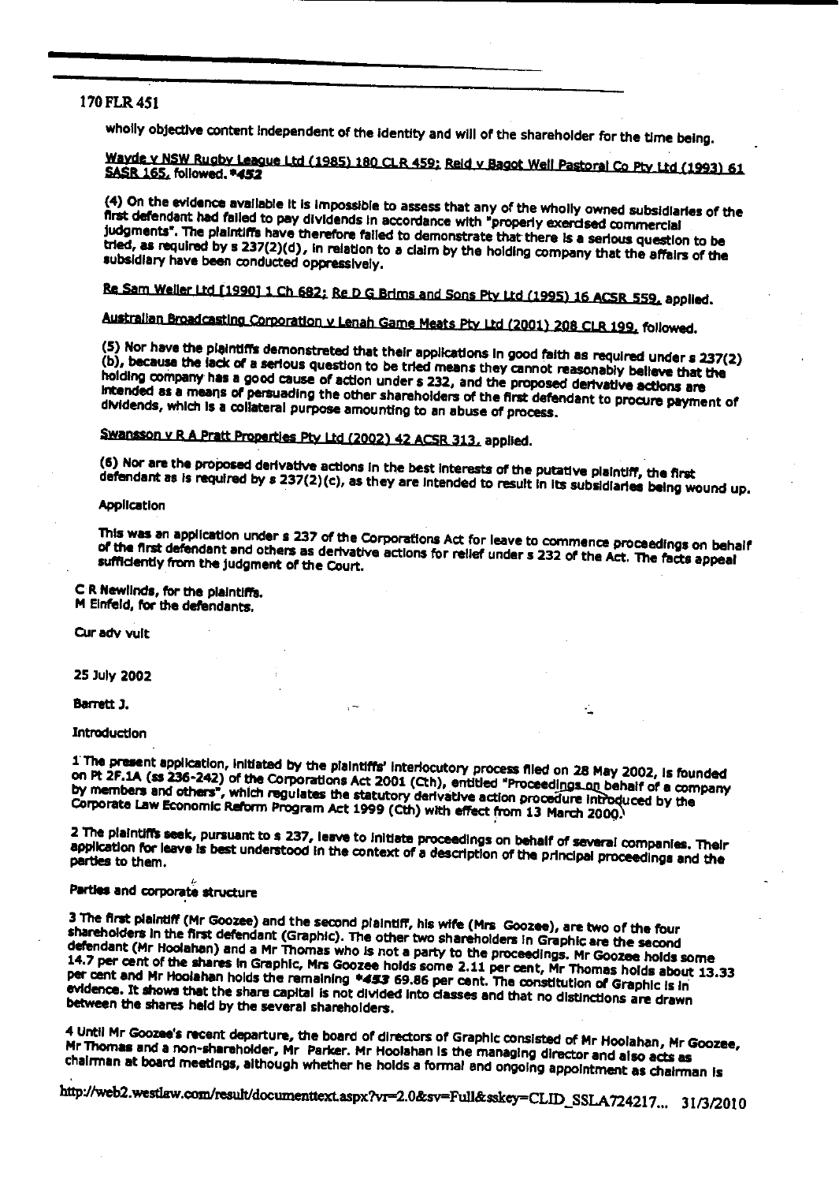170 FLR 451

wholly objective content independent of the identity and will of the shareholder for the time being.

Wayde v NSW Rugby League Ltd (1985) 180 CLR 459; Reid v Bagot Well Pastoral Co Pty Ltd (1993) 61 SASR 165, followed. *452

(4) On the evidence available it is impossible to assess that any of the wholly owned subsidiaries of the first defendant had failed to pay dividends in accordance with "properly exercised commercial judgments". The plaintiffs have therefore failed to demonstrate that there is a serious question to be tried, as required by s 237(2)(d), in relation to a claim by the holding company that the affairs of the subsidiary have been conducted oppressively.

Re Sam Weller Ltd [1990] 1 Ch 682; Re D G Brims and Sons Pty Ltd (1995) 16 ACSR 559, applied.

Australian Broadcasting Corporation v Lenah Game Meats Pty Ltd (2001) 208 CLR 199, followed.

(5) Nor have the plaintiffs demonstrated that their applications in good faith as required under s 237(2)(b), because the lack of a serious question to be tried means they cannot reasonably believe that the holding company has a good cause of action under s 232, and the proposed derivative actions are intended as a means of persuading the other shareholders of the first defendant to procure payment of dividends, which is a collateral purpose amounting to an abuse of process.

Swansson v R A Pratt Properties Pty Ltd (2002) 42 ACSR 313, applied.

(6) Nor are the proposed derivative actions in the best interests of the putative plaintiff, the first defendant as is required by s 237(2)(c), as they are intended to result in its subsidiaries being wound up.

Application

This was an application under s 237 of the Corporations Act for leave to commence proceedings on behalf of the first defendant and others as derivative actions for relief under s 232 of the Act. The facts appeal sufficiently from the judgment of the Court.

C R Newlinds, for the plaintiffs.
M Einfeld, for the defendants.

Cur adv vult

25 July 2002

Barrett J.

Introduction

1 The present application, initiated by the plaintiffs' interlocutory process filed on 28 May 2002, is founded on Pt 2F.1A (ss 236-242) of the Corporations Act 2001 (Cth), entitled "Proceedings on behalf of a company by members and others", which regulates the statutory derivative action procedure introduced by the Corporate Law Economic Reform Program Act 1999 (Cth) with effect from 13 March 2000.

2 The plaintiffs seek, pursuant to s 237, leave to initiate proceedings on behalf of several companies. Their application for leave is best understood in the context of a description of the principal proceedings and the parties to them.

Parties and corporate structure

3 The first plaintiff (Mr Goozee) and the second plaintiff, his wife (Mrs Goozee), are two of the four shareholders in the first defendant (Graphic). The other two shareholders in Graphic are the second defendant (Mr Hoolahan) and a Mr Thomas who is not a party to the proceedings. Mr Goozee holds some 14.7 per cent of the shares in Graphic, Mrs Goozee holds some 2.11 per cent, Mr Thomas holds about 13.33 per cent and Mr Hoolahan holds the remaining *453 69.86 per cent. The constitution of Graphic is in evidence. It shows that the share capital is not divided into classes and that no distinctions are drawn between the shares held by the several shareholders.

4 Until Mr Goozee's recent departure, the board of directors of Graphic consisted of Mr Hoolahan, Mr Goozee, Mr Thomas and a non-shareholder, Mr Parker. Mr Hoolahan is the managing director and also acts as chairman at board meetings, although whether he holds a formal and ongoing appointment as chairman is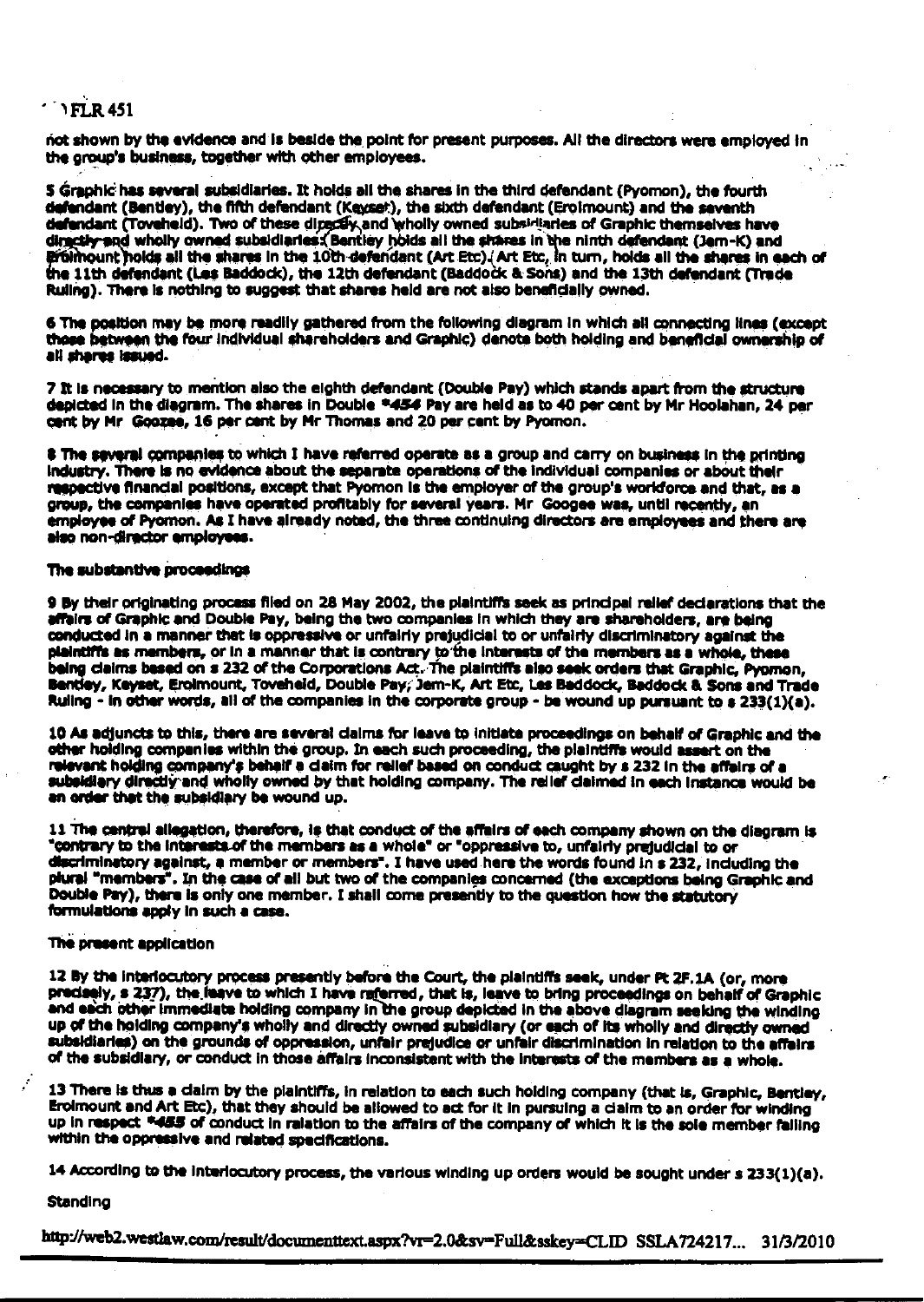not shown by the evidence and is beside the point for present purposes. All the directors were employed in the group's business, together with other employees.

5 Graphic has several subsidiaries. It holds all the shares in the third defendant (Pyomon), the fourth defendant (Bentley), the fifth defendant (Keyset), the sixth defendant (Erolmount) and the seventh defendant (Toveheld). Two of these directly and wholly owned subsidiaries of Graphic themselves have directly and wholly owned subsidiaries: Bentley holds all the shares in the ninth defendant (Jem-K) and Erolmount holds all the shares in the 10th defendant (Art Etc). Art Etc, in turn, holds all the shares in each of the 11th defendant (Les Baddock), the 12th defendant (Baddock & Sons) and the 13th defendant (Trade Ruling). There is nothing to suggest that shares held are not also beneficially owned.

6 The position may be more readily gathered from the following diagram in which all connecting lines (except those between the four individual shareholders and Graphic) denote both holding and beneficial ownership of all shares issued.

7 It is necessary to mention also the eighth defendant (Double Pay) which stands apart from the structure depicted in the diagram. The shares in Double *454 Pay are held as to 40 per cent by Mr Hoolahan, 24 per cent by Mr Goozee, 16 per cent by Mr Thomas and 20 per cent by Pyomon.

8 The several companies to which I have referred operate as a group and carry on business in the printing industry. There is no evidence about the separate operations of the individual companies or about their respective financial positions, except that Pyomon is the employer of the group's workforce and that, as a group, the companies have operated profitably for several years. Mr Googee was, until recently, an employee of Pyomon. As I have already noted, the three continuing directors are employees and there are also non-director employees.

## The substantive proceedings

9 By their originating process filed on 28 May 2002, the plaintiffs seek as principal relief declarations that the affairs of Graphic and Double Pay, being the two companies in which they are shareholders, are being conducted in a manner that is oppressive or unfairly prejudicial to or unfairly discriminatory against the plaintiffs as members, or in a manner that is contrary to the interests of the members as a whole, these being claims based on s 232 of the Corporations Act. The plaintiffs also seek orders that Graphic, Pyomon, Bentley, Keyset, Erolmount, Toveheld, Double Pay, Jem-K, Art Etc, Les Baddock, Baddock & Sons and Trade Ruling - in other words, all of the companies in the corporate group - be wound up pursuant to s 233(1)(a).

10 As adjuncts to this, there are several claims for leave to initiate proceedings on behalf of Graphic and the other holding companies within the group. In each such proceeding, the plaintiffs would assert on the relevant holding company's behalf a claim for relief based on conduct caught by s 232 in the affairs of a subsidiary directly and wholly owned by that holding company. The relief claimed in each instance would be an order that the subsidiary be wound up.

11 The central allegation, therefore, is that conduct of the affairs of each company shown on the diagram is "contrary to the interests of the members as a whole" or "oppressive to, unfairly prejudicial to or discriminatory against, a member or members". I have used here the words found in s 232, including the plural "members". In the case of all but two of the companies concerned (the exceptions being Graphic and Double Pay), there is only one member. I shall come presently to the question how the statutory formulations apply in such a case.

## The present application

12 By the interlocutory process presently before the Court, the plaintiffs seek, under Pt 2F.1A (or, more precisely, s 237), the leave to which I have referred, that is, leave to bring proceedings on behalf of Graphic and each other immediate holding company in the group depicted in the above diagram seeking the winding up of the holding company's wholly and directly owned subsidiary (or each of its wholly and directly owned subsidiaries) on the grounds of oppression, unfair prejudice or unfair discrimination in relation to the affairs of the subsidiary, or conduct in those affairs inconsistent with the interests of the members as a whole.

13 There is thus a claim by the plaintiffs, in relation to each such holding company (that is, Graphic, Bentley, Erolmount and Art Etc), that they should be allowed to act for it in pursuing a claim to an order for winding up in respect *455 of conduct in relation to the affairs of the company of which it is the sole member falling within the oppressive and related specifications.

14 According to the interlocutory process, the various winding up orders would be sought under s 233(1)(a).

## Standing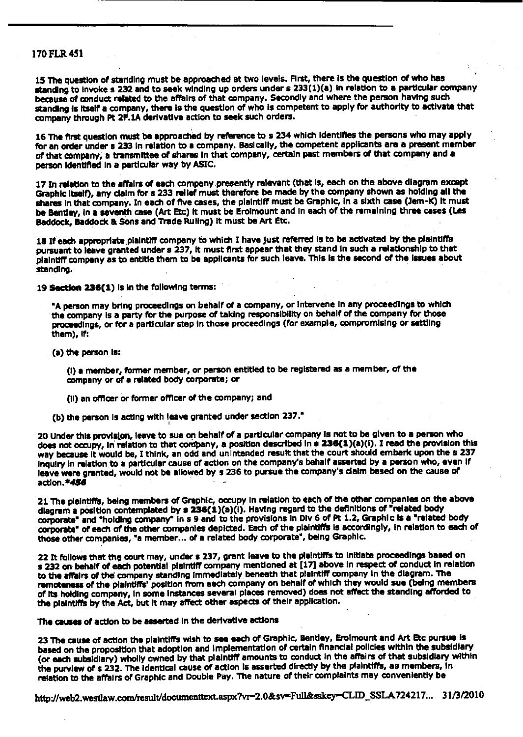15 The question of standing must be approached at two levels. First, there is the question of who has standing to invoke s 232 and to seek winding up orders under s 233(1)(a) in relation to a particular company because of conduct related to the affairs of that company. Secondly and where the person having such standing is itself a company, there is the question of who is competent to apply for authority to activate that company through Pt 2F.1A derivative action to seek such orders.

16 The first question must be approached by reference to s 234 which identifies the persons who may apply for an order under s 233 in relation to a company. Basically, the competent applicants are a present member of that company, a transmittee of shares in that company, certain past members of that company and a person identified in a particular way by ASIC.

17 In relation to the affairs of each company presently relevant (that is, each on the above diagram except Graphic itself), any claim for s 233 relief must therefore be made by the company shown as holding all the shares in that company. In each of five cases, the plaintiff must be Graphic, in a sixth case (Jem-K) it must be Bentley, in a seventh case (Art Etc) it must be Erolmount and in each of the remaining three cases (Les Baddock, Baddock & Sons and Trade Ruling) it must be Art Etc.

18 If each appropriate plaintiff company to which I have just referred is to be activated by the plaintiffs pursuant to leave granted under s 237, it must first appear that they stand in such a relationship to that plaintiff company as to entitle them to be applicants for such leave. This is the second of the issues about standing.

19 **Section 236(1)** is in the following terms:

> "A person may bring proceedings on behalf of a company, or intervene in any proceedings to which the company is a party for the purpose of taking responsibility on behalf of the company for those proceedings, or for a particular step in those proceedings (for example, compromising or settling them), if:
>
> (a) the person is:
>
> (i) a member, former member, or person entitled to be registered as a member, of the company or of a related body corporate; or
>
> (ii) an officer or former officer of the company; and
>
> (b) the person is acting with leave granted under section 237."

20 Under this provision, leave to sue on behalf of a particular company is not to be given to a person who does not occupy, in relation to that company, a position described in s **236(1)**(a)(i). I read the provision this way because it would be, I think, an odd and unintended result that the court should embark upon the s 237 inquiry in relation to a particular cause of action on the company's behalf asserted by a person who, even if leave were granted, would not be allowed by s 236 to pursue the company's claim based on the cause of action. ***456**

21 The plaintiffs, being members of Graphic, occupy in relation to each of the other companies on the above diagram a position contemplated by s **236(1)**(a)(i). Having regard to the definitions of "related body corporate" and "holding company" in s 9 and to the provisions in Div 6 of Pt 1.2, Graphic is a "related body corporate" of each of the other companies depicted. Each of the plaintiffs is accordingly, in relation to each of those other companies, "a member... of a related body corporate", being Graphic.

22 It follows that the court may, under s 237, grant leave to the plaintiffs to initiate proceedings based on s 232 on behalf of each potential plaintiff company mentioned at [17] above in respect of conduct in relation to the affairs of the company standing immediately beneath that plaintiff company in the diagram. The remoteness of the plaintiffs' position from each company on behalf of which they would sue (being members of its holding company, in some instances several places removed) does not affect the standing afforded to the plaintiffs by the Act, but it may affect other aspects of their application.

The causes of action to be asserted in the derivative actions

23 The cause of action the plaintiffs wish to see each of Graphic, Bentley, Erolmount and Art Etc pursue is based on the proposition that adoption and implementation of certain financial policies within the subsidiary (or each subsidiary) wholly owned by that plaintiff amounts to conduct in the affairs of that subsidiary within the purview of s 232. The identical cause of action is asserted directly by the plaintiffs, as members, in relation to the affairs of Graphic and Double Pay. The nature of their complaints may conveniently be